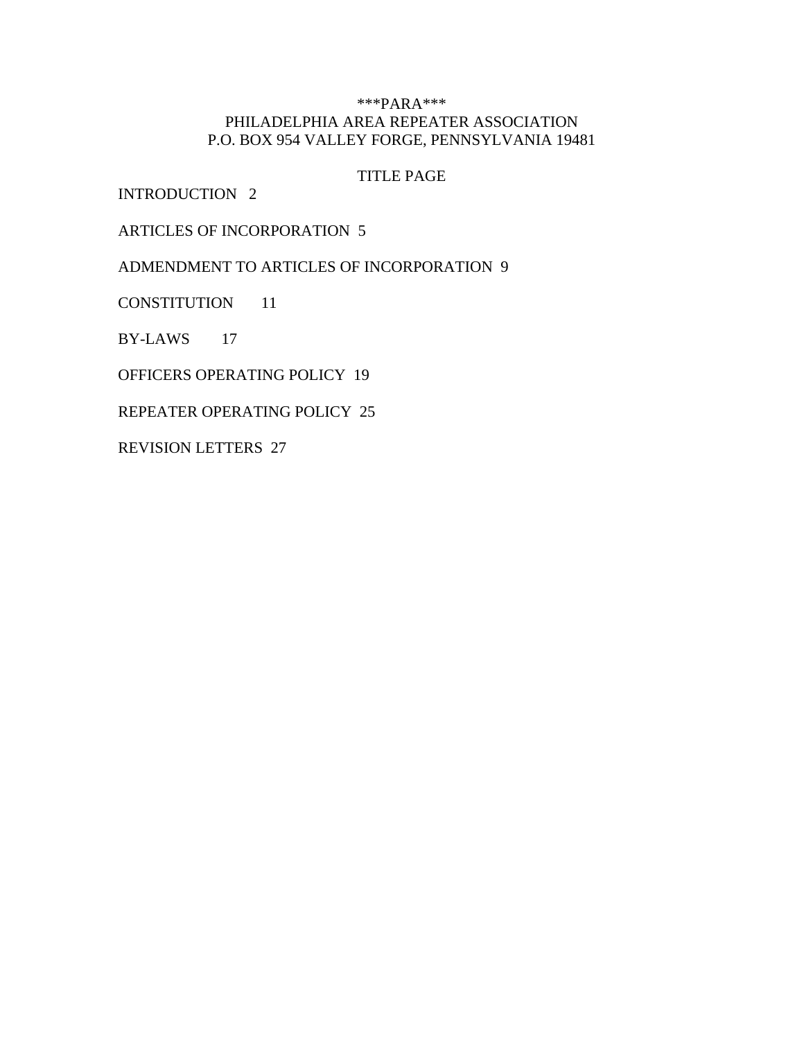***PARA***

PHILADELPHIA AREA REPEATER ASSOCIATION

P.O. BOX 954 VALLEY FORGE, PENNSYLVANIA 19481

TITLE PAGE

INTRODUCTION 2

ARTICLES OF INCORPORATION 5

ADMENDMENT TO ARTICLES OF INCORPORATION 9

CONSTITUTION 11

BY-LAWS 17

OFFICERS OPERATING POLICY 19

REPEATER OPERATING POLICY 25

REVISION LETTERS 27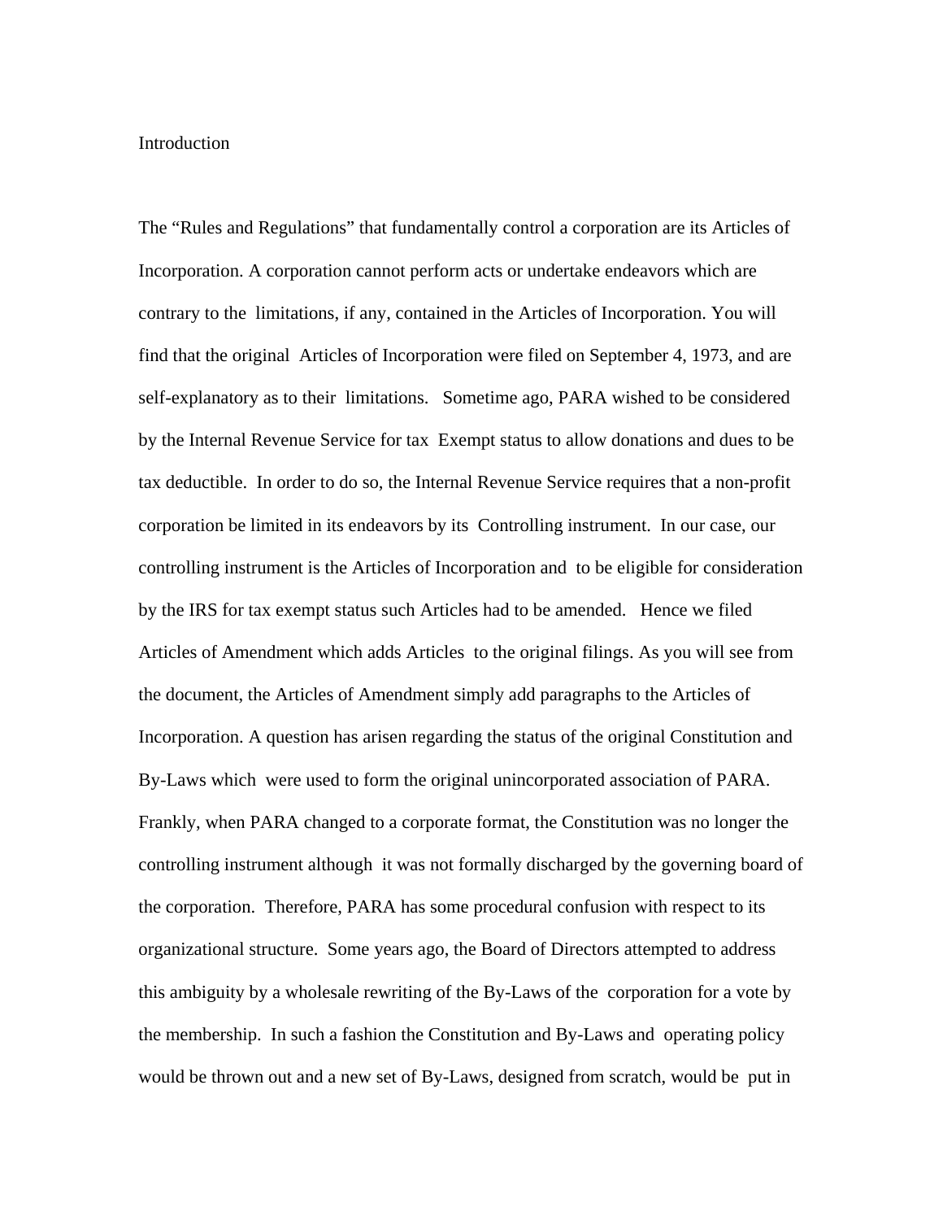# Introduction

The "Rules and Regulations" that fundamentally control a corporation are its Articles of Incorporation. A corporation cannot perform acts or undertake endeavors which are contrary to the limitations, if any, contained in the Articles of Incorporation. You will find that the original Articles of Incorporation were filed on September 4, 1973, and are self-explanatory as to their limitations. Sometime ago, PARA wished to be considered by the Internal Revenue Service for tax Exempt status to allow donations and dues to be tax deductible. In order to do so, the Internal Revenue Service requires that a non-profit corporation be limited in its endeavors by its Controlling instrument. In our case, our controlling instrument is the Articles of Incorporation and to be eligible for consideration by the IRS for tax exempt status such Articles had to be amended. Hence we filed Articles of Amendment which adds Articles to the original filings. As you will see from the document, the Articles of Amendment simply add paragraphs to the Articles of Incorporation. A question has arisen regarding the status of the original Constitution and By-Laws which were used to form the original unincorporated association of PARA. Frankly, when PARA changed to a corporate format, the Constitution was no longer the controlling instrument although it was not formally discharged by the governing board of the corporation. Therefore, PARA has some procedural confusion with respect to its organizational structure. Some years ago, the Board of Directors attempted to address this ambiguity by a wholesale rewriting of the By-Laws of the corporation for a vote by the membership. In such a fashion the Constitution and By-Laws and operating policy would be thrown out and a new set of By-Laws, designed from scratch, would be put in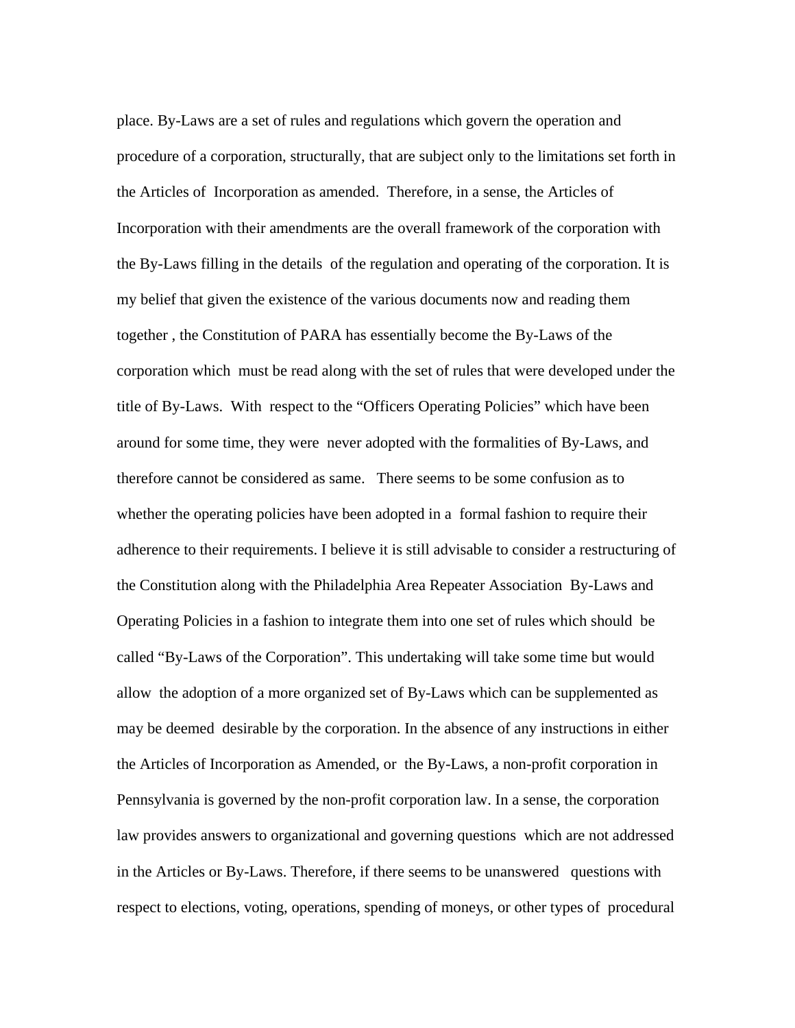place. By-Laws are a set of rules and regulations which govern the operation and procedure of a corporation, structurally, that are subject only to the limitations set forth in the Articles of Incorporation as amended. Therefore, in a sense, the Articles of Incorporation with their amendments are the overall framework of the corporation with the By-Laws filling in the details of the regulation and operating of the corporation. It is my belief that given the existence of the various documents now and reading them together , the Constitution of PARA has essentially become the By-Laws of the corporation which must be read along with the set of rules that were developed under the title of By-Laws. With respect to the "Officers Operating Policies" which have been around for some time, they were never adopted with the formalities of By-Laws, and therefore cannot be considered as same. There seems to be some confusion as to whether the operating policies have been adopted in a formal fashion to require their adherence to their requirements. I believe it is still advisable to consider a restructuring of the Constitution along with the Philadelphia Area Repeater Association By-Laws and Operating Policies in a fashion to integrate them into one set of rules which should be called "By-Laws of the Corporation". This undertaking will take some time but would allow the adoption of a more organized set of By-Laws which can be supplemented as may be deemed desirable by the corporation. In the absence of any instructions in either the Articles of Incorporation as Amended, or the By-Laws, a non-profit corporation in Pennsylvania is governed by the non-profit corporation law. In a sense, the corporation law provides answers to organizational and governing questions which are not addressed in the Articles or By-Laws. Therefore, if there seems to be unanswered questions with respect to elections, voting, operations, spending of moneys, or other types of procedural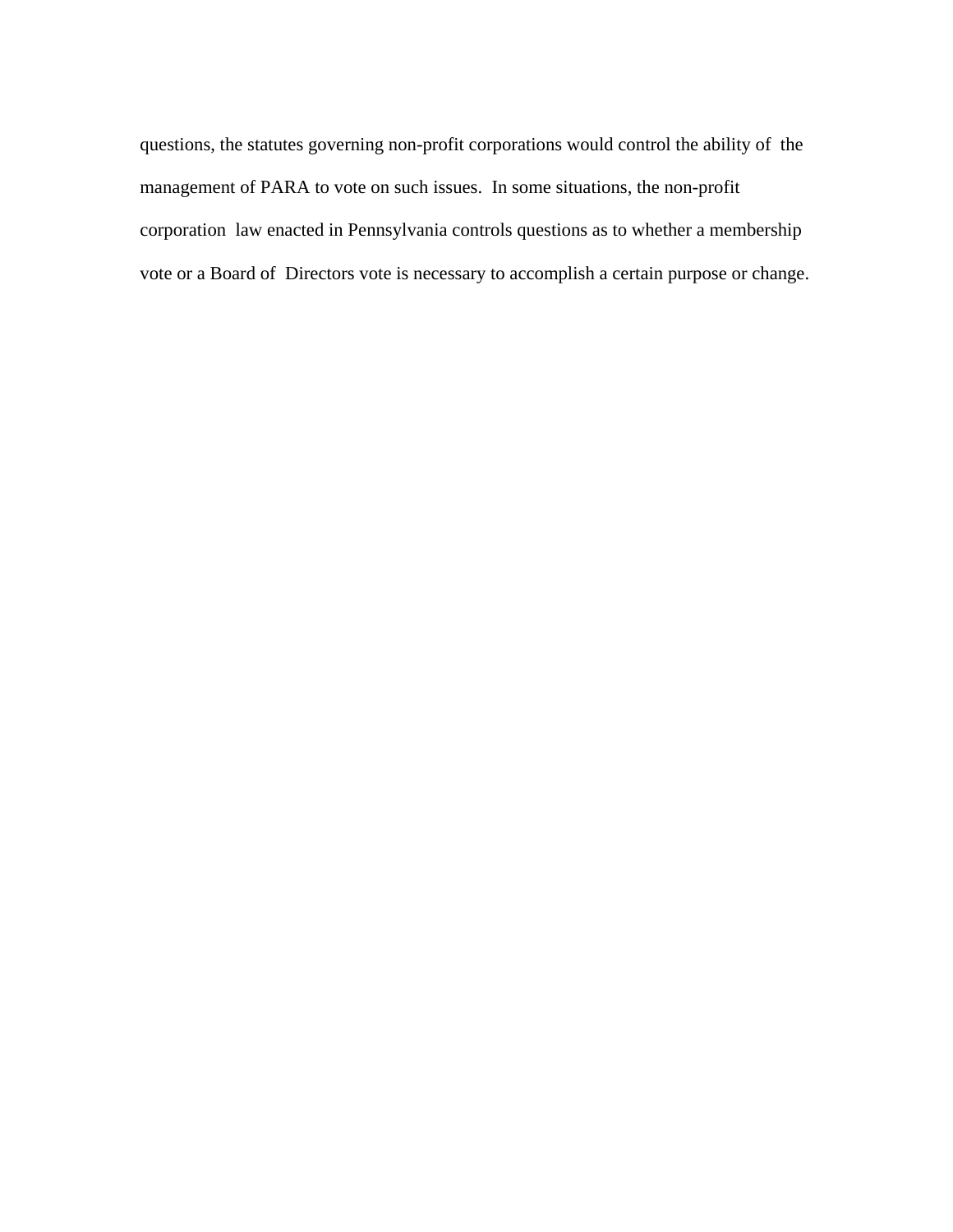questions, the statutes governing non-profit corporations would control the ability of the management of PARA to vote on such issues. In some situations, the non-profit corporation law enacted in Pennsylvania controls questions as to whether a membership vote or a Board of Directors vote is necessary to accomplish a certain purpose or change.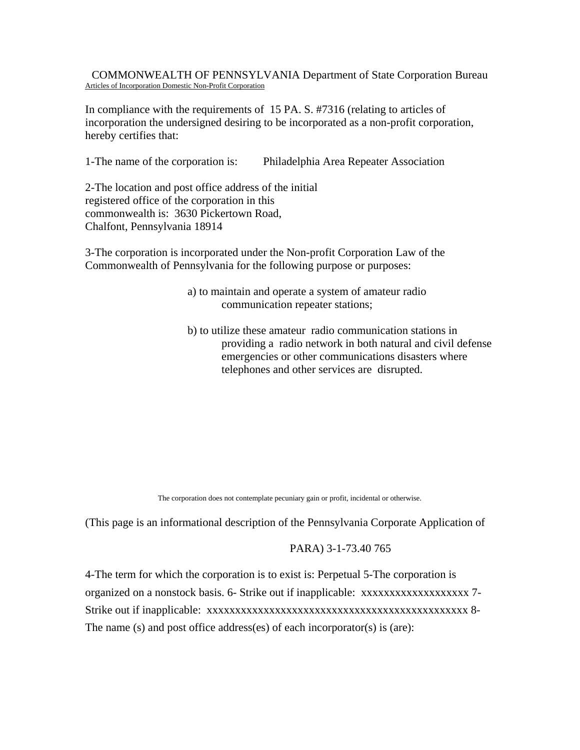COMMONWEALTH OF PENNSYLVANIA Department of State Corporation Bureau

Articles of Incorporation Domestic Non-Profit Corporation

In compliance with the requirements of 15 PA. S. #7316 (relating to articles of incorporation the undersigned desiring to be incorporated as a non-profit corporation, hereby certifies that:

1-The name of the corporation is: Philadelphia Area Repeater Association

2-The location and post office address of the initial registered office of the corporation in this commonwealth is: 3630 Pickertown Road, Chalfont, Pennsylvania 18914

3-The corporation is incorporated under the Non-profit Corporation Law of the Commonwealth of Pennsylvania for the following purpose or purposes:

a) to maintain and operate a system of amateur radio communication repeater stations;

b) to utilize these amateur radio communication stations in providing a radio network in both natural and civil defense emergencies or other communications disasters where telephones and other services are disrupted.

The corporation does not contemplate pecuniary gain or profit, incidental or otherwise.

(This page is an informational description of the Pennsylvania Corporate Application of

PARA) 3-1-73.40 765

4-The term for which the corporation is to exist is: Perpetual 5-The corporation is organized on a nonstock basis. 6- Strike out if inapplicable: xxxxxxxxxxxxxxxxxxx 7-Strike out if inapplicable: xxxxxxxxxxxxxxxxxxxxxxxxxxxxxxxxxxxxxxxxxxxxxxx 8-The name (s) and post office address(es) of each incorporator(s) is (are):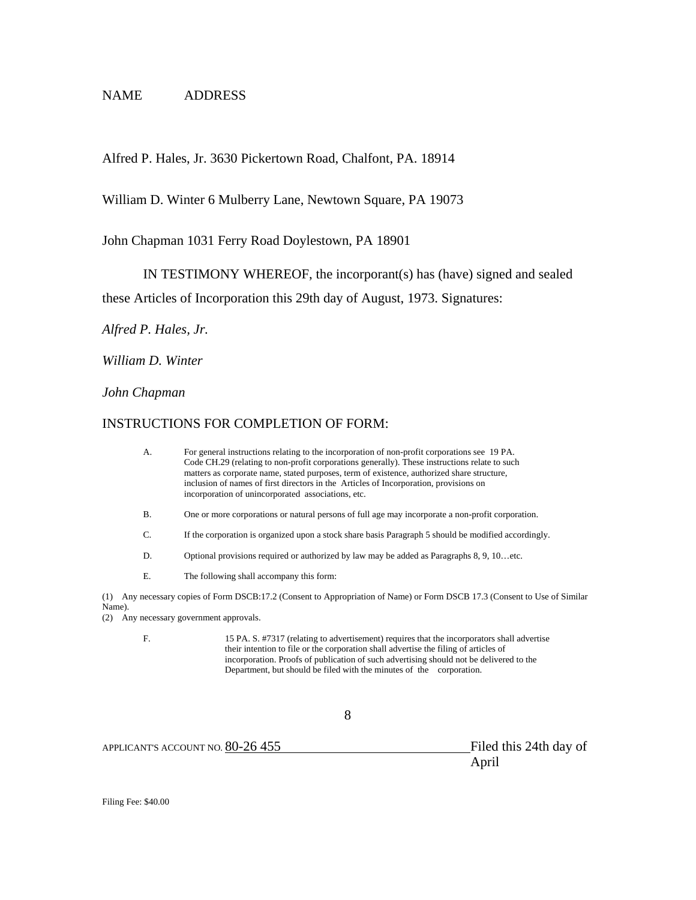NAME ADDRESS

Alfred P. Hales, Jr. 3630 Pickertown Road, Chalfont, PA. 18914

William D. Winter 6 Mulberry Lane, Newtown Square, PA 19073

John Chapman 1031 Ferry Road Doylestown, PA 18901

IN TESTIMONY WHEREOF, the incorporant(s) has (have) signed and sealed these Articles of Incorporation this 29th day of August, 1973. Signatures:

*Alfred P. Hales, Jr.*

*William D. Winter*

*John Chapman*

INSTRUCTIONS FOR COMPLETION OF FORM:

A. For general instructions relating to the incorporation of non-profit corporations see 19 PA. Code CH.29 (relating to non-profit corporations generally). These instructions relate to such matters as corporate name, stated purposes, term of existence, authorized share structure, inclusion of names of first directors in the Articles of Incorporation, provisions on incorporation of unincorporated associations, etc.

B. One or more corporations or natural persons of full age may incorporate a non-profit corporation.

C. If the corporation is organized upon a stock share basis Paragraph 5 should be modified accordingly.

D. Optional provisions required or authorized by law may be added as Paragraphs 8, 9, 10…etc.

E. The following shall accompany this form:

(1) Any necessary copies of Form DSCB:17.2 (Consent to Appropriation of Name) or Form DSCB 17.3 (Consent to Use of Similar Name).
(2) Any necessary government approvals.

F. 15 PA. S. #7317 (relating to advertisement) requires that the incorporators shall advertise their intention to file or the corporation shall advertise the filing of articles of incorporation. Proofs of publication of such advertising should not be delivered to the Department, but should be filed with the minutes of the corporation.

APPLICANT'S ACCOUNT NO. 80-26 455 Filed this 24th day of April

Filing Fee: $40.00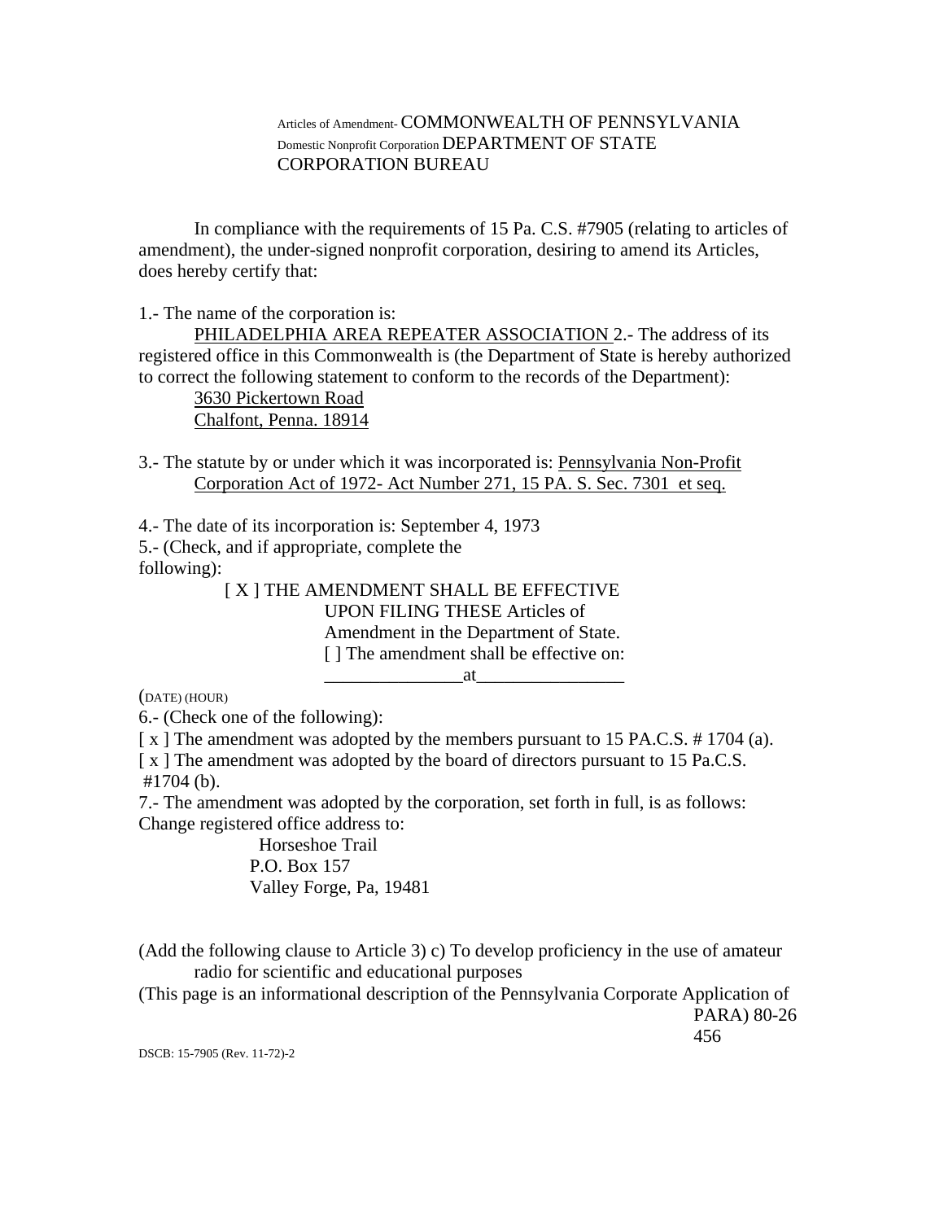Articles of Amendment- COMMONWEALTH OF PENNSYLVANIA
Domestic Nonprofit Corporation DEPARTMENT OF STATE
CORPORATION BUREAU

In compliance with the requirements of 15 Pa. C.S. #7905 (relating to articles of amendment), the under-signed nonprofit corporation, desiring to amend its Articles, does hereby certify that:

1.- The name of the corporation is:
PHILADELPHIA AREA REPEATER ASSOCIATION 2.- The address of its registered office in this Commonwealth is (the Department of State is hereby authorized to correct the following statement to conform to the records of the Department):
3630 Pickertown Road
Chalfont, Penna. 18914

3.- The statute by or under which it was incorporated is: Pennsylvania Non-Profit Corporation Act of 1972- Act Number 271, 15 PA. S. Sec. 7301 et seq.

4.- The date of its incorporation is: September 4, 1973
5.- (Check, and if appropriate, complete the following):

[ X ] THE AMENDMENT SHALL BE EFFECTIVE UPON FILING THESE Articles of Amendment in the Department of State.
[ ] The amendment shall be effective on: _______________at________________
(DATE) (HOUR)

6.- (Check one of the following):
[ x ] The amendment was adopted by the members pursuant to 15 PA.C.S. # 1704 (a).
[ x ] The amendment was adopted by the board of directors pursuant to 15 Pa.C.S. #1704 (b).
7.- The amendment was adopted by the corporation, set forth in full, is as follows:
Change registered office address to:

Horseshoe Trail
P.O. Box 157
Valley Forge, Pa, 19481

(Add the following clause to Article 3) c) To develop proficiency in the use of amateur radio for scientific and educational purposes
(This page is an informational description of the Pennsylvania Corporate Application of PARA) 80-26
456

DSCB: 15-7905 (Rev. 11-72)-2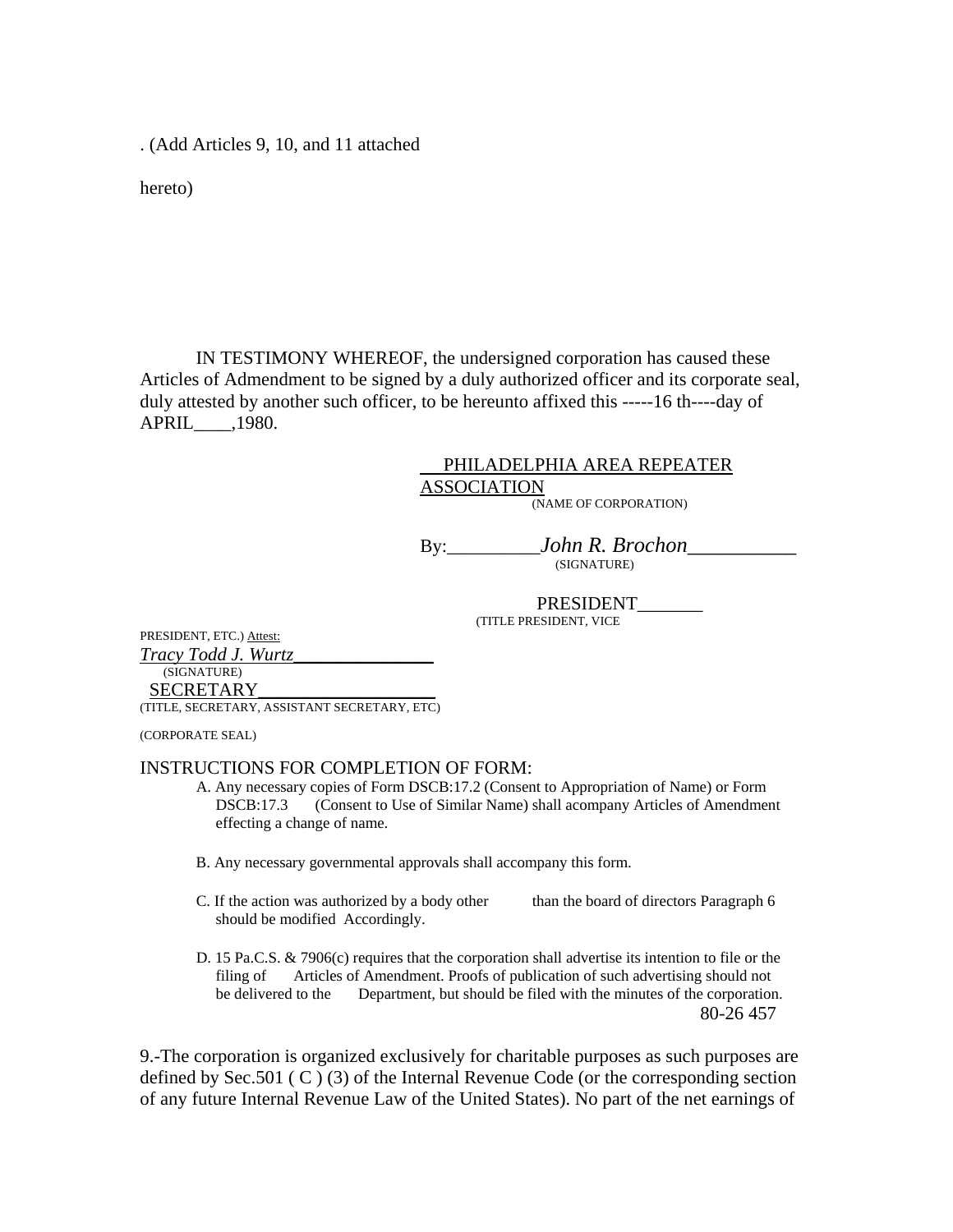. (Add Articles 9, 10, and 11 attached

hereto)

IN TESTIMONY WHEREOF, the undersigned corporation has caused these Articles of Admendment to be signed by a duly authorized officer and its corporate seal, duly attested by another such officer, to be hereunto affixed this -----16 th----day of APRIL____,1980.

__PHILADELPHIA AREA REPEATER ASSOCIATION
(NAME OF CORPORATION)

By:_________*John R. Brochon*__________
(SIGNATURE)

PRESIDENT_______
(TITLE PRESIDENT, VICE PRESIDENT, ETC.)

Attest:

*Tracy Todd J. Wurtz*______________
(SIGNATURE)

SECRETARY_________________
(TITLE, SECRETARY, ASSISTANT SECRETARY, ETC)

(CORPORATE SEAL)

INSTRUCTIONS FOR COMPLETION OF FORM:

A. Any necessary copies of Form DSCB:17.2 (Consent to Appropriation of Name) or Form DSCB:17.3 (Consent to Use of Similar Name) shall acompany Articles of Amendment effecting a change of name.

B. Any necessary governmental approvals shall accompany this form.

C. If the action was authorized by a body other than the board of directors Paragraph 6 should be modified Accordingly.

D. 15 Pa.C.S. & 7906(c) requires that the corporation shall advertise its intention to file or the filing of Articles of Amendment. Proofs of publication of such advertising should not be delivered to the Department, but should be filed with the minutes of the corporation.

80-26 457

9.-The corporation is organized exclusively for charitable purposes as such purposes are defined by Sec.501 ( C ) (3) of the Internal Revenue Code (or the corresponding section of any future Internal Revenue Law of the United States). No part of the net earnings of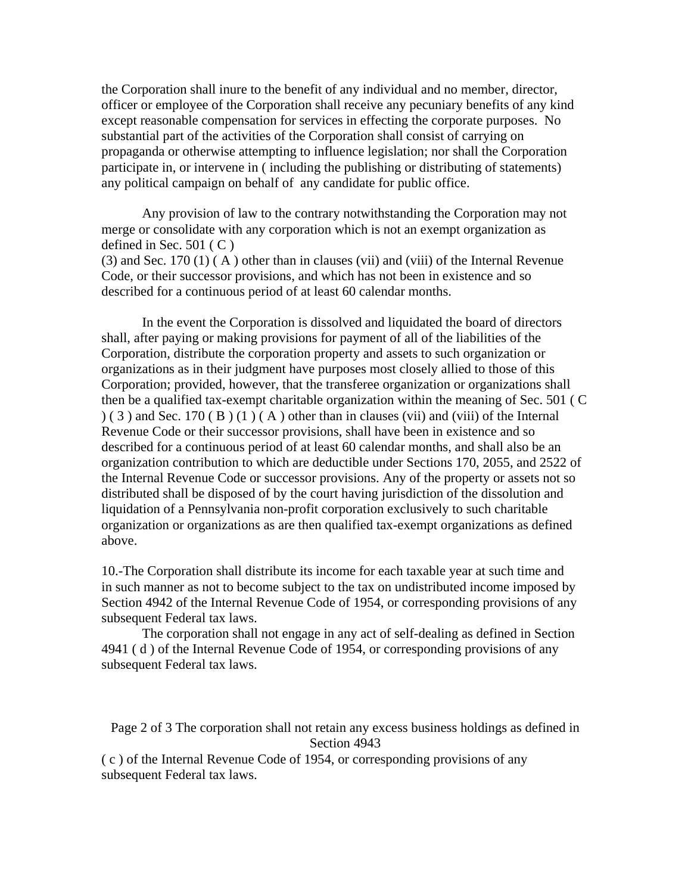the Corporation shall inure to the benefit of any individual and no member, director, officer or employee of the Corporation shall receive any pecuniary benefits of any kind except reasonable compensation for services in effecting the corporate purposes. No substantial part of the activities of the Corporation shall consist of carrying on propaganda or otherwise attempting to influence legislation; nor shall the Corporation participate in, or intervene in ( including the publishing or distributing of statements) any political campaign on behalf of any candidate for public office.

Any provision of law to the contrary notwithstanding the Corporation may not merge or consolidate with any corporation which is not an exempt organization as defined in Sec. 501 ( C ) (3) and Sec. 170 (1) ( A ) other than in clauses (vii) and (viii) of the Internal Revenue Code, or their successor provisions, and which has not been in existence and so described for a continuous period of at least 60 calendar months.

In the event the Corporation is dissolved and liquidated the board of directors shall, after paying or making provisions for payment of all of the liabilities of the Corporation, distribute the corporation property and assets to such organization or organizations as in their judgment have purposes most closely allied to those of this Corporation; provided, however, that the transferee organization or organizations shall then be a qualified tax-exempt charitable organization within the meaning of Sec. 501 ( C ) ( 3 ) and Sec. 170 ( B ) (1 ) ( A ) other than in clauses (vii) and (viii) of the Internal Revenue Code or their successor provisions, shall have been in existence and so described for a continuous period of at least 60 calendar months, and shall also be an organization contribution to which are deductible under Sections 170, 2055, and 2522 of the Internal Revenue Code or successor provisions. Any of the property or assets not so distributed shall be disposed of by the court having jurisdiction of the dissolution and liquidation of a Pennsylvania non-profit corporation exclusively to such charitable organization or organizations as are then qualified tax-exempt organizations as defined above.

10.-The Corporation shall distribute its income for each taxable year at such time and in such manner as not to become subject to the tax on undistributed income imposed by Section 4942 of the Internal Revenue Code of 1954, or corresponding provisions of any subsequent Federal tax laws.

The corporation shall not engage in any act of self-dealing as defined in Section 4941 ( d ) of the Internal Revenue Code of 1954, or corresponding provisions of any subsequent Federal tax laws.

The corporation shall not retain any excess business holdings as defined in Section 4943 ( c ) of the Internal Revenue Code of 1954, or corresponding provisions of any subsequent Federal tax laws.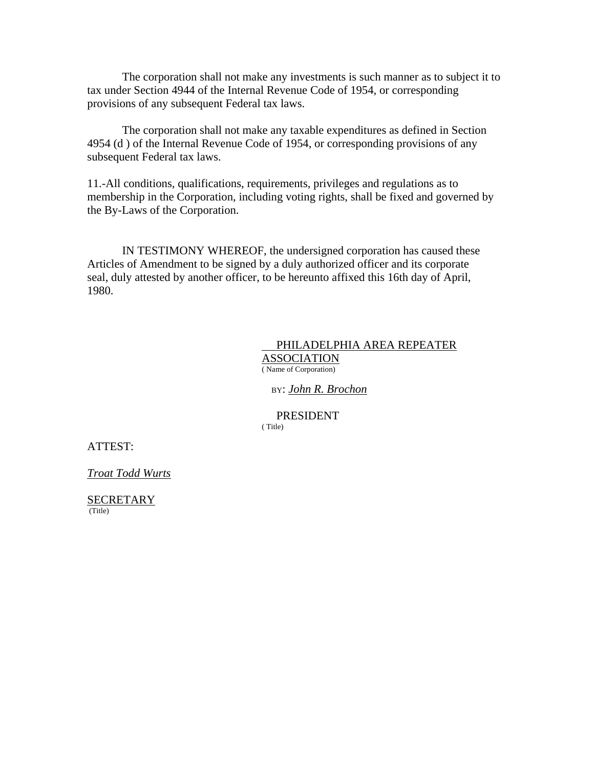The corporation shall not make any investments is such manner as to subject it to tax under Section 4944 of the Internal Revenue Code of 1954, or corresponding provisions of any subsequent Federal tax laws.

The corporation shall not make any taxable expenditures as defined in Section 4954 (d ) of the Internal Revenue Code of 1954, or corresponding provisions of any subsequent Federal tax laws.

11.-All conditions, qualifications, requirements, privileges and regulations as to membership in the Corporation, including voting rights, shall be fixed and governed by the By-Laws of the Corporation.

IN TESTIMONY WHEREOF, the undersigned corporation has caused these Articles of Amendment to be signed by a duly authorized officer and its corporate seal, duly attested by another officer, to be hereunto affixed this 16th day of April, 1980.

PHILADELPHIA AREA REPEATER ASSOCIATION
( Name of Corporation)

BY: *John R. Brochon*

PRESIDENT
( Title)

ATTEST:

*Troat Todd Wurts*

SECRETARY
(Title)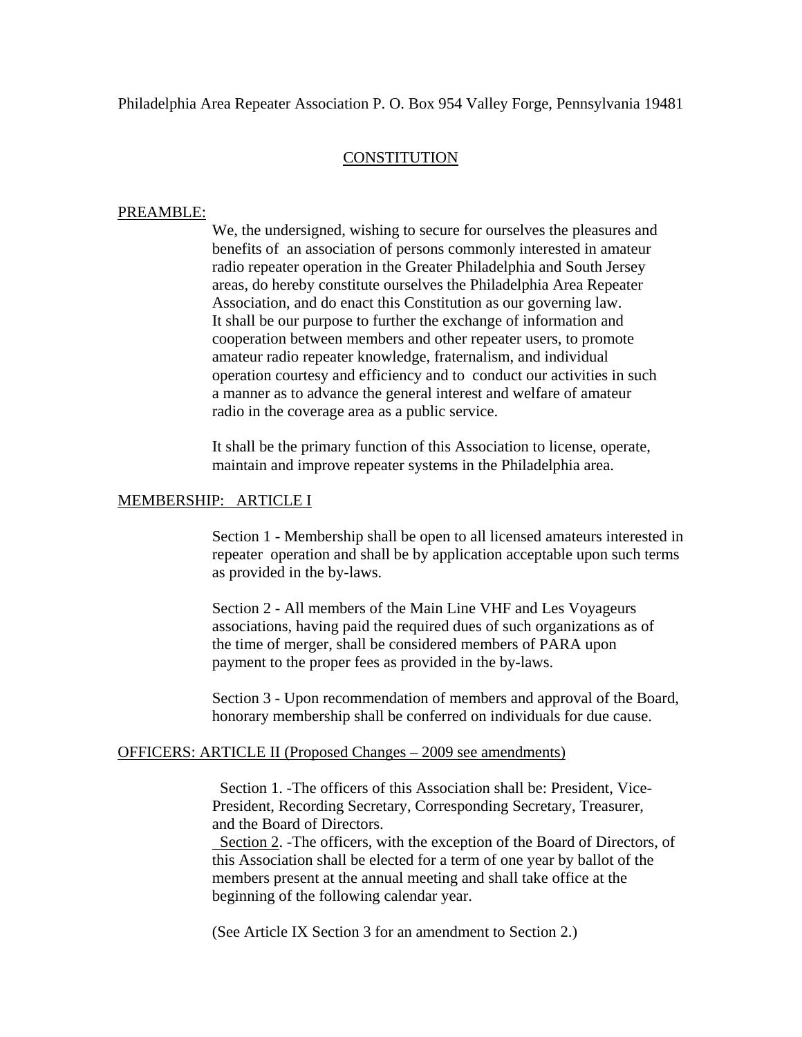Philadelphia Area Repeater Association P. O. Box 954 Valley Forge, Pennsylvania 19481

# CONSTITUTION

## PREAMBLE:

We, the undersigned, wishing to secure for ourselves the pleasures and benefits of an association of persons commonly interested in amateur radio repeater operation in the Greater Philadelphia and South Jersey areas, do hereby constitute ourselves the Philadelphia Area Repeater Association, and do enact this Constitution as our governing law. It shall be our purpose to further the exchange of information and cooperation between members and other repeater users, to promote amateur radio repeater knowledge, fraternalism, and individual operation courtesy and efficiency and to conduct our activities in such a manner as to advance the general interest and welfare of amateur radio in the coverage area as a public service.

It shall be the primary function of this Association to license, operate, maintain and improve repeater systems in the Philadelphia area.

## MEMBERSHIP: ARTICLE I

Section 1 - Membership shall be open to all licensed amateurs interested in repeater operation and shall be by application acceptable upon such terms as provided in the by-laws.

Section 2 - All members of the Main Line VHF and Les Voyageurs associations, having paid the required dues of such organizations as of the time of merger, shall be considered members of PARA upon payment to the proper fees as provided in the by-laws.

Section 3 - Upon recommendation of members and approval of the Board, honorary membership shall be conferred on individuals for due cause.

## OFFICERS: ARTICLE II (Proposed Changes – 2009 see amendments)

Section 1. -The officers of this Association shall be: President, Vice-President, Recording Secretary, Corresponding Secretary, Treasurer, and the Board of Directors.

Section 2. -The officers, with the exception of the Board of Directors, of this Association shall be elected for a term of one year by ballot of the members present at the annual meeting and shall take office at the beginning of the following calendar year.

(See Article IX Section 3 for an amendment to Section 2.)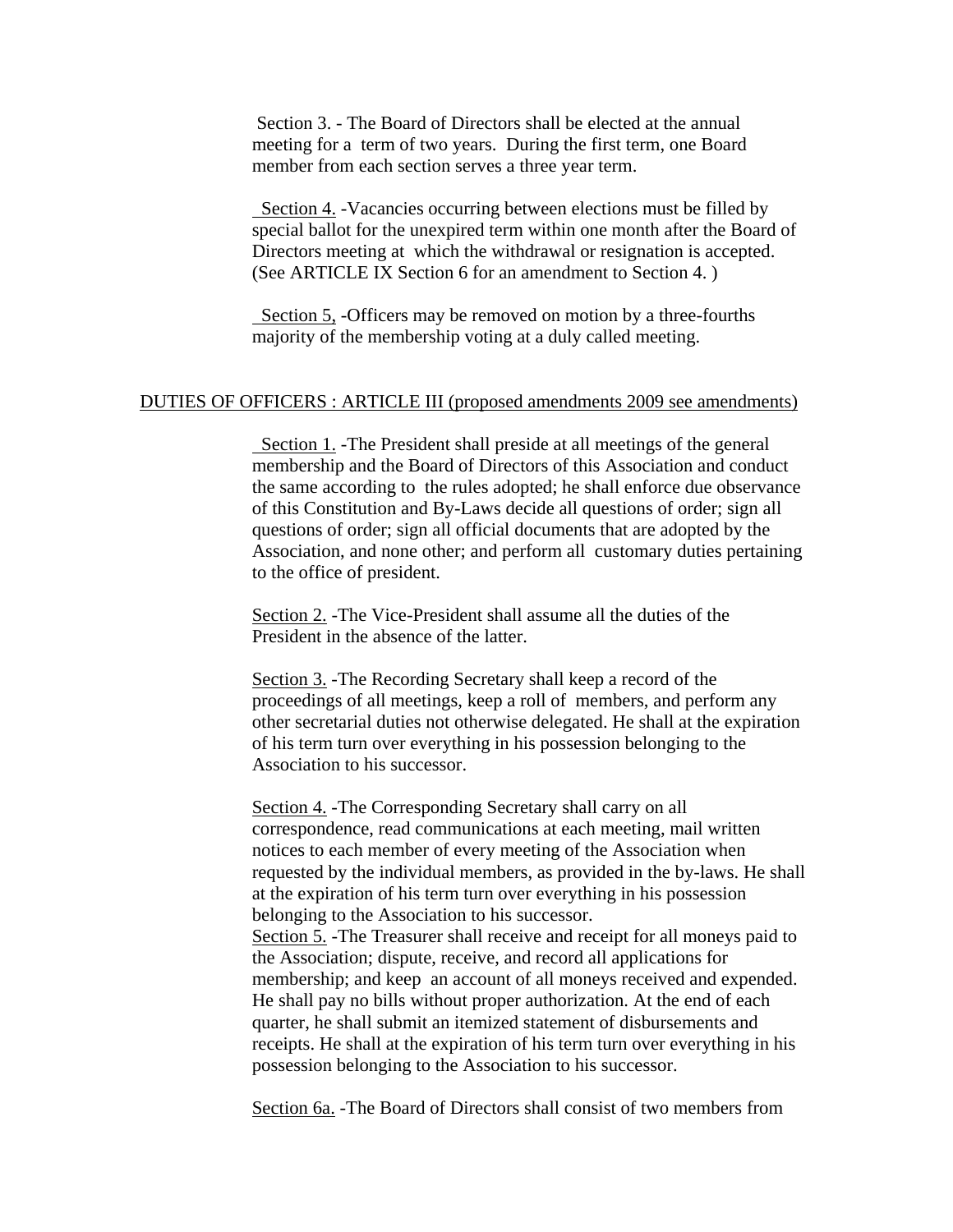Section 3. - The Board of Directors shall be elected at the annual meeting for a term of two years. During the first term, one Board member from each section serves a three year term.

Section 4. -Vacancies occurring between elections must be filled by special ballot for the unexpired term within one month after the Board of Directors meeting at which the withdrawal or resignation is accepted. (See ARTICLE IX Section 6 for an amendment to Section 4. )

Section 5, -Officers may be removed on motion by a three-fourths majority of the membership voting at a duly called meeting.

## DUTIES OF OFFICERS : ARTICLE III (proposed amendments 2009 see amendments)

Section 1. -The President shall preside at all meetings of the general membership and the Board of Directors of this Association and conduct the same according to the rules adopted; he shall enforce due observance of this Constitution and By-Laws decide all questions of order; sign all questions of order; sign all official documents that are adopted by the Association, and none other; and perform all customary duties pertaining to the office of president.

Section 2. -The Vice-President shall assume all the duties of the President in the absence of the latter.

Section 3. -The Recording Secretary shall keep a record of the proceedings of all meetings, keep a roll of members, and perform any other secretarial duties not otherwise delegated. He shall at the expiration of his term turn over everything in his possession belonging to the Association to his successor.

Section 4. -The Corresponding Secretary shall carry on all correspondence, read communications at each meeting, mail written notices to each member of every meeting of the Association when requested by the individual members, as provided in the by-laws. He shall at the expiration of his term turn over everything in his possession belonging to the Association to his successor.

Section 5. -The Treasurer shall receive and receipt for all moneys paid to the Association; dispute, receive, and record all applications for membership; and keep an account of all moneys received and expended. He shall pay no bills without proper authorization. At the end of each quarter, he shall submit an itemized statement of disbursements and receipts. He shall at the expiration of his term turn over everything in his possession belonging to the Association to his successor.

Section 6a. -The Board of Directors shall consist of two members from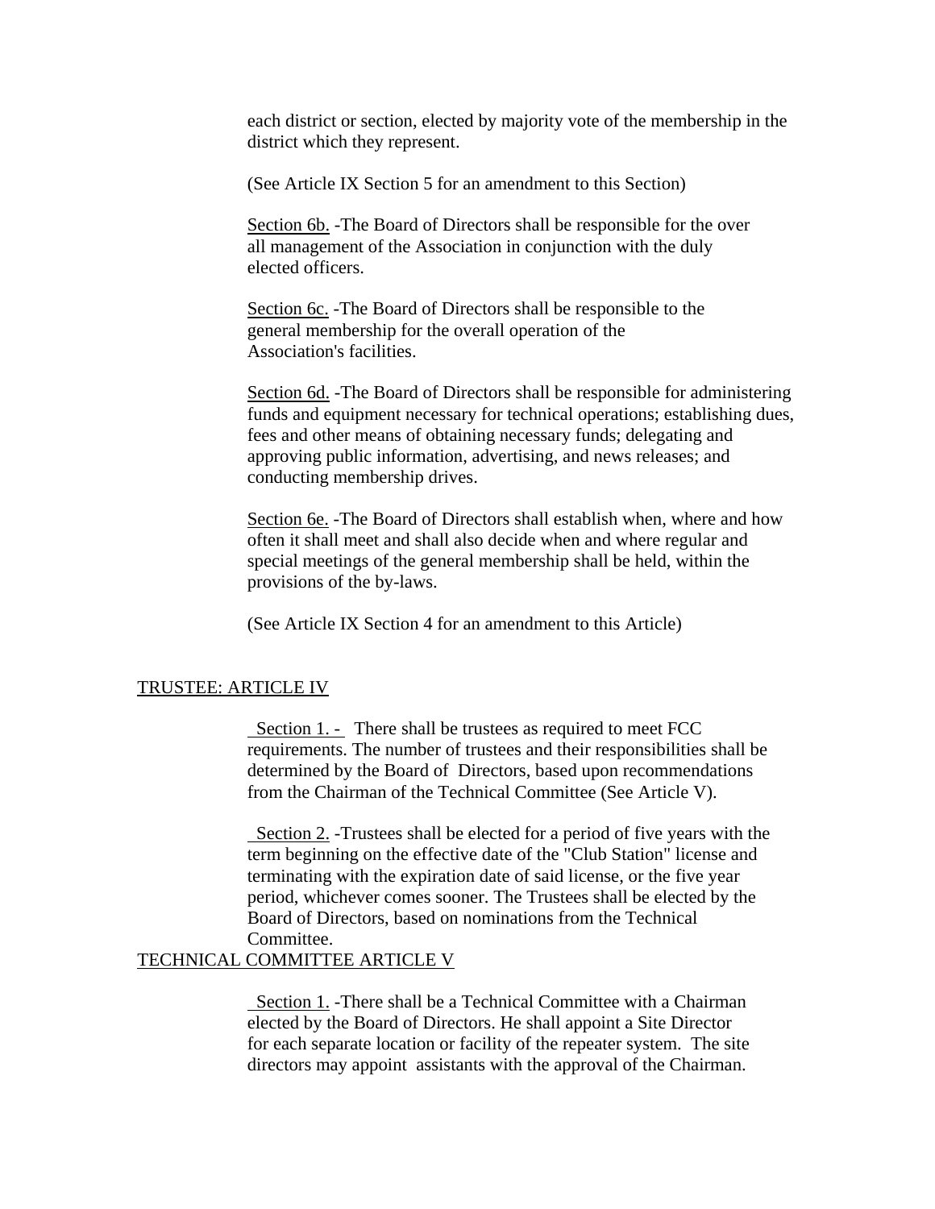each district or section, elected by majority vote of the membership in the district which they represent.

(See Article IX Section 5 for an amendment to this Section)

<u>Section 6b.</u> -The Board of Directors shall be responsible for the over all management of the Association in conjunction with the duly elected officers.

<u>Section 6c.</u> -The Board of Directors shall be responsible to the general membership for the overall operation of the Association's facilities.

<u>Section 6d.</u> -The Board of Directors shall be responsible for administering funds and equipment necessary for technical operations; establishing dues, fees and other means of obtaining necessary funds; delegating and approving public information, advertising, and news releases; and conducting membership drives.

<u>Section 6e.</u> -The Board of Directors shall establish when, where and how often it shall meet and shall also decide when and where regular and special meetings of the general membership shall be held, within the provisions of the by-laws.

(See Article IX Section 4 for an amendment to this Article)

## <u>TRUSTEE: ARTICLE IV</u>

<u>Section 1. -</u> There shall be trustees as required to meet FCC requirements. The number of trustees and their responsibilities shall be determined by the Board of Directors, based upon recommendations from the Chairman of the Technical Committee (See Article V).

<u>Section 2.</u> -Trustees shall be elected for a period of five years with the term beginning on the effective date of the "Club Station" license and terminating with the expiration date of said license, or the five year period, whichever comes sooner. The Trustees shall be elected by the Board of Directors, based on nominations from the Technical Committee.

## <u>TECHNICAL COMMITTEE ARTICLE V</u>

<u>Section 1.</u> -There shall be a Technical Committee with a Chairman elected by the Board of Directors. He shall appoint a Site Director for each separate location or facility of the repeater system. The site directors may appoint assistants with the approval of the Chairman.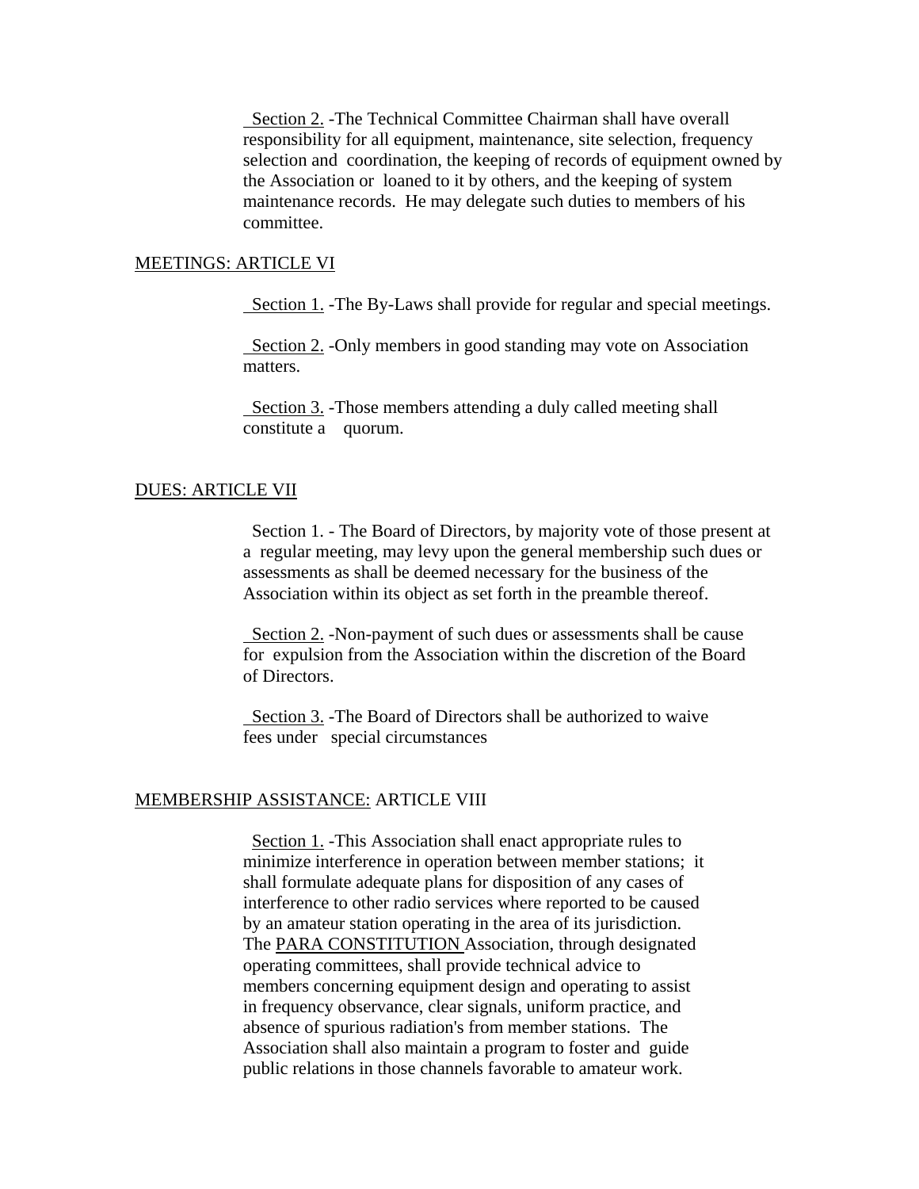Section 2. -The Technical Committee Chairman shall have overall responsibility for all equipment, maintenance, site selection, frequency selection and coordination, the keeping of records of equipment owned by the Association or loaned to it by others, and the keeping of system maintenance records. He may delegate such duties to members of his committee.

## MEETINGS: ARTICLE VI

Section 1. -The By-Laws shall provide for regular and special meetings.

Section 2. -Only members in good standing may vote on Association matters.

Section 3. -Those members attending a duly called meeting shall constitute a quorum.

## DUES: ARTICLE VII

Section 1. - The Board of Directors, by majority vote of those present at a regular meeting, may levy upon the general membership such dues or assessments as shall be deemed necessary for the business of the Association within its object as set forth in the preamble thereof.

Section 2. -Non-payment of such dues or assessments shall be cause for expulsion from the Association within the discretion of the Board of Directors.

Section 3. -The Board of Directors shall be authorized to waive fees under special circumstances

## MEMBERSHIP ASSISTANCE: ARTICLE VIII

Section 1. -This Association shall enact appropriate rules to minimize interference in operation between member stations; it shall formulate adequate plans for disposition of any cases of interference to other radio services where reported to be caused by an amateur station operating in the area of its jurisdiction. The PARA CONSTITUTION Association, through designated operating committees, shall provide technical advice to members concerning equipment design and operating to assist in frequency observance, clear signals, uniform practice, and absence of spurious radiation's from member stations. The Association shall also maintain a program to foster and guide public relations in those channels favorable to amateur work.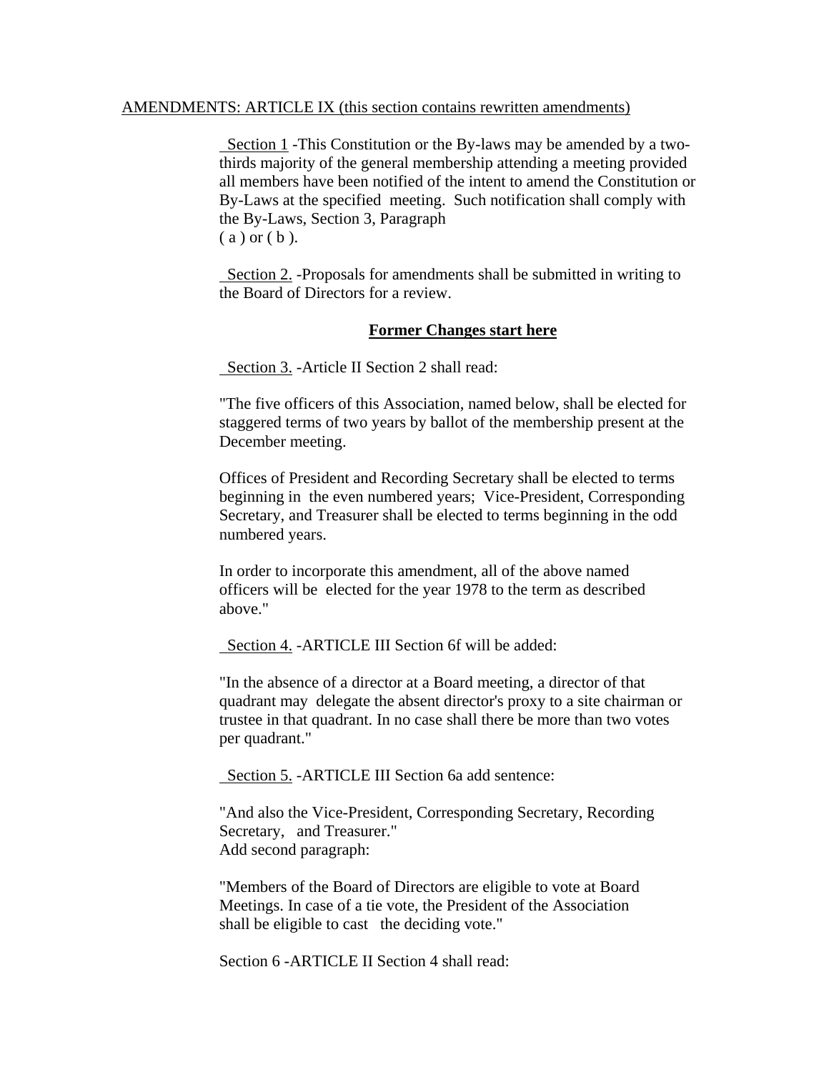AMENDMENTS: ARTICLE IX (this section contains rewritten amendments)

Section 1 -This Constitution or the By-laws may be amended by a two-thirds majority of the general membership attending a meeting provided all members have been notified of the intent to amend the Constitution or By-Laws at the specified meeting. Such notification shall comply with the By-Laws, Section 3, Paragraph ( a ) or ( b ).

Section 2. -Proposals for amendments shall be submitted in writing to the Board of Directors for a review.

**Former Changes start here**

Section 3. -Article II Section 2 shall read:

"The five officers of this Association, named below, shall be elected for staggered terms of two years by ballot of the membership present at the December meeting.

Offices of President and Recording Secretary shall be elected to terms beginning in the even numbered years; Vice-President, Corresponding Secretary, and Treasurer shall be elected to terms beginning in the odd numbered years.

In order to incorporate this amendment, all of the above named officers will be elected for the year 1978 to the term as described above."

Section 4. -ARTICLE III Section 6f will be added:

"In the absence of a director at a Board meeting, a director of that quadrant may delegate the absent director's proxy to a site chairman or trustee in that quadrant. In no case shall there be more than two votes per quadrant."

Section 5. -ARTICLE III Section 6a add sentence:

"And also the Vice-President, Corresponding Secretary, Recording Secretary, and Treasurer."
Add second paragraph:

"Members of the Board of Directors are eligible to vote at Board Meetings. In case of a tie vote, the President of the Association shall be eligible to cast the deciding vote."

Section 6 -ARTICLE II Section 4 shall read: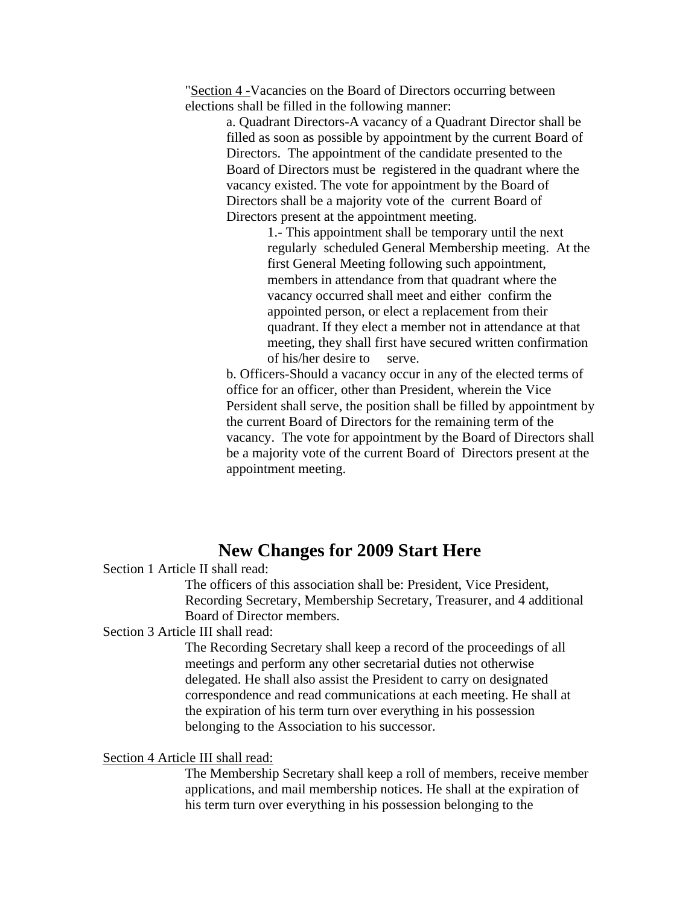"<u>Section 4 -</u>Vacancies on the Board of Directors occurring between elections shall be filled in the following manner:

a. Quadrant Directors-A vacancy of a Quadrant Director shall be filled as soon as possible by appointment by the current Board of Directors. The appointment of the candidate presented to the Board of Directors must be registered in the quadrant where the vacancy existed. The vote for appointment by the Board of Directors shall be a majority vote of the current Board of Directors present at the appointment meeting.

1.- This appointment shall be temporary until the next regularly scheduled General Membership meeting. At the first General Meeting following such appointment, members in attendance from that quadrant where the vacancy occurred shall meet and either confirm the appointed person, or elect a replacement from their quadrant. If they elect a member not in attendance at that meeting, they shall first have secured written confirmation of his/her desire to serve.

b. Officers-Should a vacancy occur in any of the elected terms of office for an officer, other than President, wherein the Vice Persident shall serve, the position shall be filled by appointment by the current Board of Directors for the remaining term of the vacancy. The vote for appointment by the Board of Directors shall be a majority vote of the current Board of Directors present at the appointment meeting.

## New Changes for 2009 Start Here

Section 1 Article II shall read:

The officers of this association shall be: President, Vice President, Recording Secretary, Membership Secretary, Treasurer, and 4 additional Board of Director members.

Section 3 Article III shall read:

The Recording Secretary shall keep a record of the proceedings of all meetings and perform any other secretarial duties not otherwise delegated. He shall also assist the President to carry on designated correspondence and read communications at each meeting. He shall at the expiration of his term turn over everything in his possession belonging to the Association to his successor.

<u>Section 4 Article III shall read:</u>

The Membership Secretary shall keep a roll of members, receive member applications, and mail membership notices. He shall at the expiration of his term turn over everything in his possession belonging to the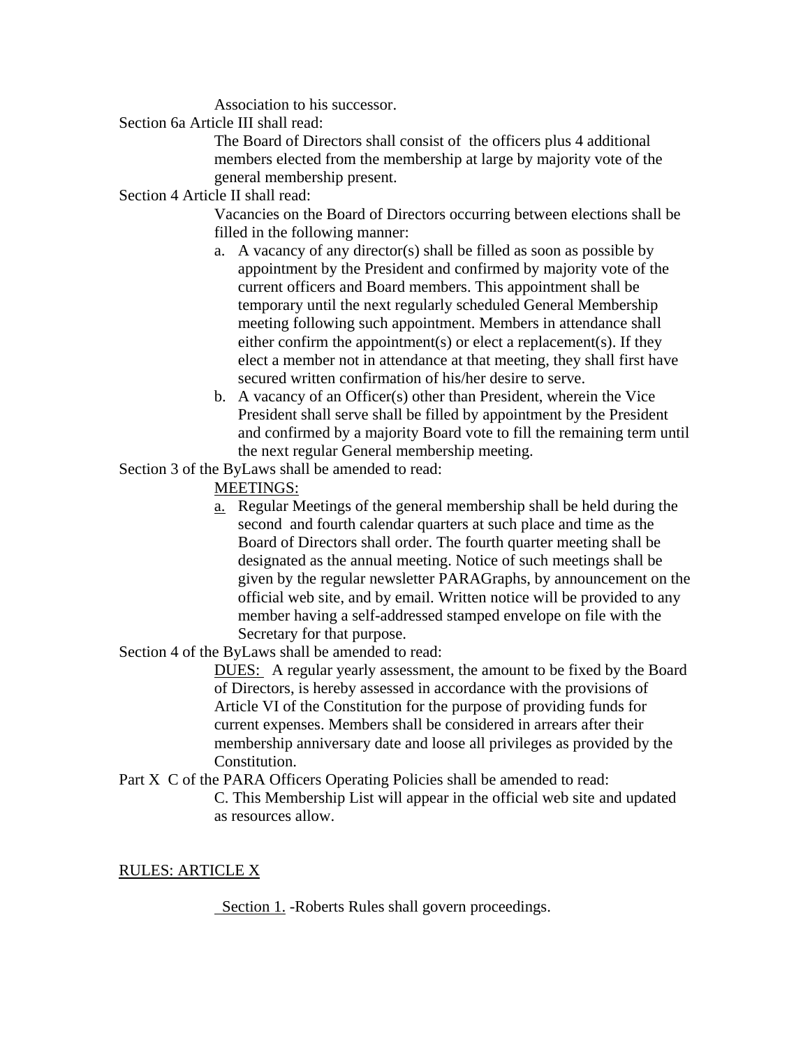Association to his successor.

Section 6a Article III shall read:

The Board of Directors shall consist of the officers plus 4 additional members elected from the membership at large by majority vote of the general membership present.

Section 4 Article II shall read:

Vacancies on the Board of Directors occurring between elections shall be filled in the following manner:

a. A vacancy of any director(s) shall be filled as soon as possible by appointment by the President and confirmed by majority vote of the current officers and Board members. This appointment shall be temporary until the next regularly scheduled General Membership meeting following such appointment. Members in attendance shall either confirm the appointment(s) or elect a replacement(s). If they elect a member not in attendance at that meeting, they shall first have secured written confirmation of his/her desire to serve.
b. A vacancy of an Officer(s) other than President, wherein the Vice President shall serve shall be filled by appointment by the President and confirmed by a majority Board vote to fill the remaining term until the next regular General membership meeting.

Section 3 of the ByLaws shall be amended to read:

<u>MEETINGS:</u>

<u>a.</u> Regular Meetings of the general membership shall be held during the second and fourth calendar quarters at such place and time as the Board of Directors shall order. The fourth quarter meeting shall be designated as the annual meeting. Notice of such meetings shall be given by the regular newsletter PARAGraphs, by announcement on the official web site, and by email. Written notice will be provided to any member having a self-addressed stamped envelope on file with the Secretary for that purpose.

Section 4 of the ByLaws shall be amended to read:

<u>DUES:</u> A regular yearly assessment, the amount to be fixed by the Board of Directors, is hereby assessed in accordance with the provisions of Article VI of the Constitution for the purpose of providing funds for current expenses. Members shall be considered in arrears after their membership anniversary date and loose all privileges as provided by the Constitution.

Part X C of the PARA Officers Operating Policies shall be amended to read:

C. This Membership List will appear in the official web site and updated as resources allow.

<u>RULES: ARTICLE X</u>

<u>Section 1.</u> -Roberts Rules shall govern proceedings.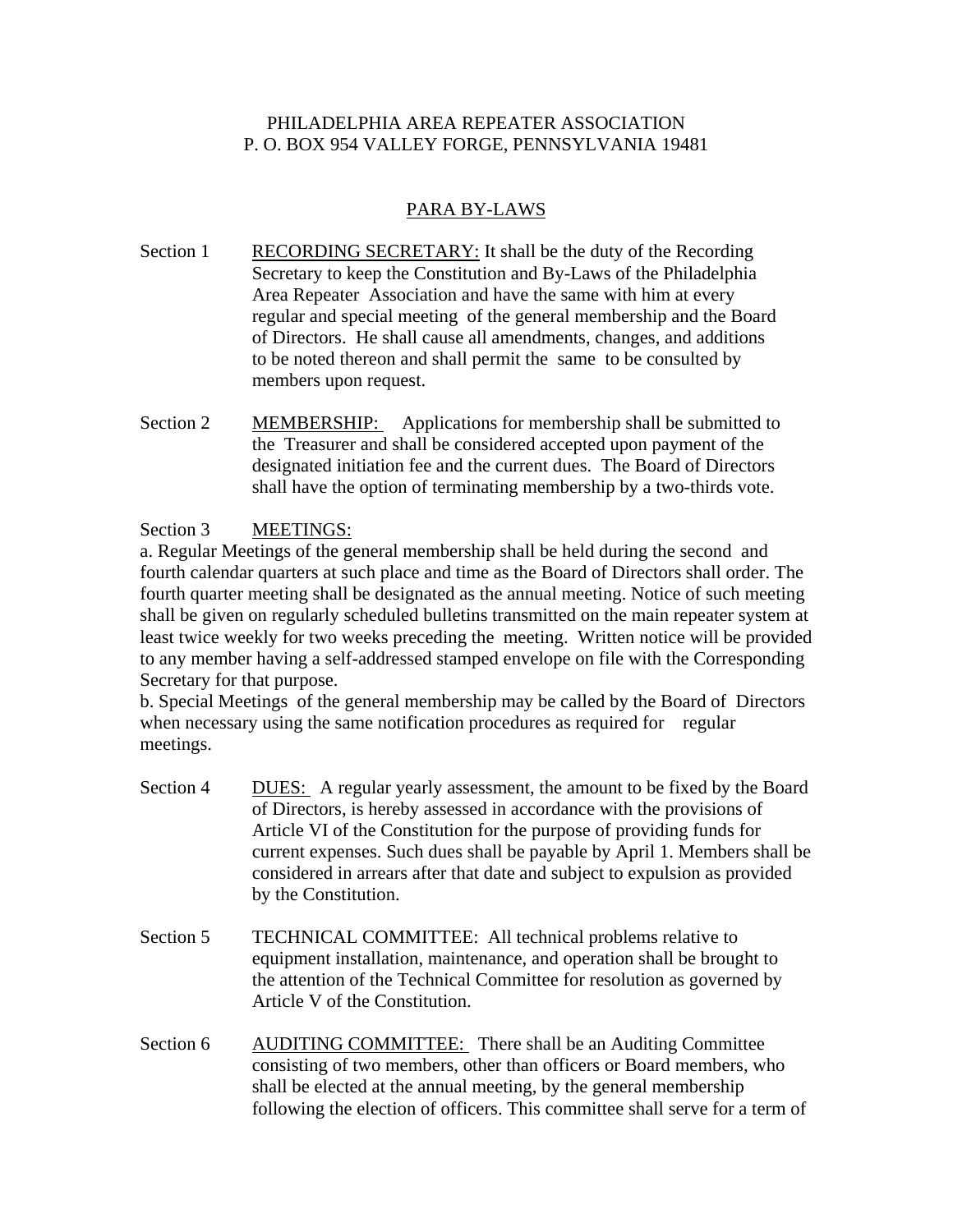PHILADELPHIA AREA REPEATER ASSOCIATION
P. O. BOX 954 VALLEY FORGE, PENNSYLVANIA 19481

## PARA BY-LAWS

Section 1 RECORDING SECRETARY: It shall be the duty of the Recording Secretary to keep the Constitution and By-Laws of the Philadelphia Area Repeater Association and have the same with him at every regular and special meeting of the general membership and the Board of Directors. He shall cause all amendments, changes, and additions to be noted thereon and shall permit the same to be consulted by members upon request.

Section 2 MEMBERSHIP: Applications for membership shall be submitted to the Treasurer and shall be considered accepted upon payment of the designated initiation fee and the current dues. The Board of Directors shall have the option of terminating membership by a two-thirds vote.

Section 3 MEETINGS:

a. Regular Meetings of the general membership shall be held during the second and fourth calendar quarters at such place and time as the Board of Directors shall order. The fourth quarter meeting shall be designated as the annual meeting. Notice of such meeting shall be given on regularly scheduled bulletins transmitted on the main repeater system at least twice weekly for two weeks preceding the meeting. Written notice will be provided to any member having a self-addressed stamped envelope on file with the Corresponding Secretary for that purpose.

b. Special Meetings of the general membership may be called by the Board of Directors when necessary using the same notification procedures as required for regular meetings.

Section 4 DUES: A regular yearly assessment, the amount to be fixed by the Board of Directors, is hereby assessed in accordance with the provisions of Article VI of the Constitution for the purpose of providing funds for current expenses. Such dues shall be payable by April 1. Members shall be considered in arrears after that date and subject to expulsion as provided by the Constitution.

Section 5 TECHNICAL COMMITTEE: All technical problems relative to equipment installation, maintenance, and operation shall be brought to the attention of the Technical Committee for resolution as governed by Article V of the Constitution.

Section 6 AUDITING COMMITTEE: There shall be an Auditing Committee consisting of two members, other than officers or Board members, who shall be elected at the annual meeting, by the general membership following the election of officers. This committee shall serve for a term of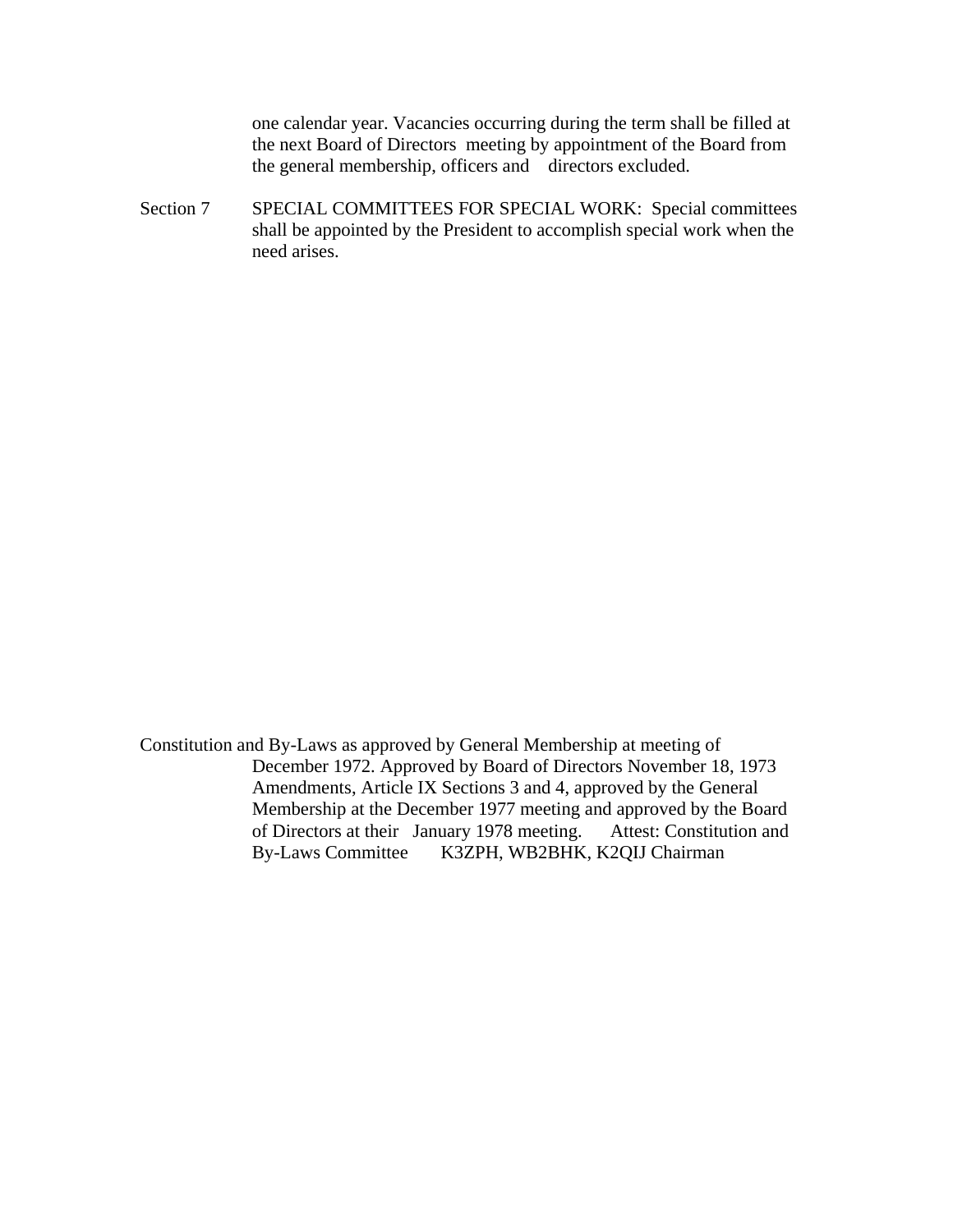one calendar year. Vacancies occurring during the term shall be filled at the next Board of Directors meeting by appointment of the Board from the general membership, officers and directors excluded.

Section 7 SPECIAL COMMITTEES FOR SPECIAL WORK: Special committees shall be appointed by the President to accomplish special work when the need arises.

Constitution and By-Laws as approved by General Membership at meeting of December 1972. Approved by Board of Directors November 18, 1973 Amendments, Article IX Sections 3 and 4, approved by the General Membership at the December 1977 meeting and approved by the Board of Directors at their January 1978 meeting. Attest: Constitution and By-Laws Committee K3ZPH, WB2BHK, K2QIJ Chairman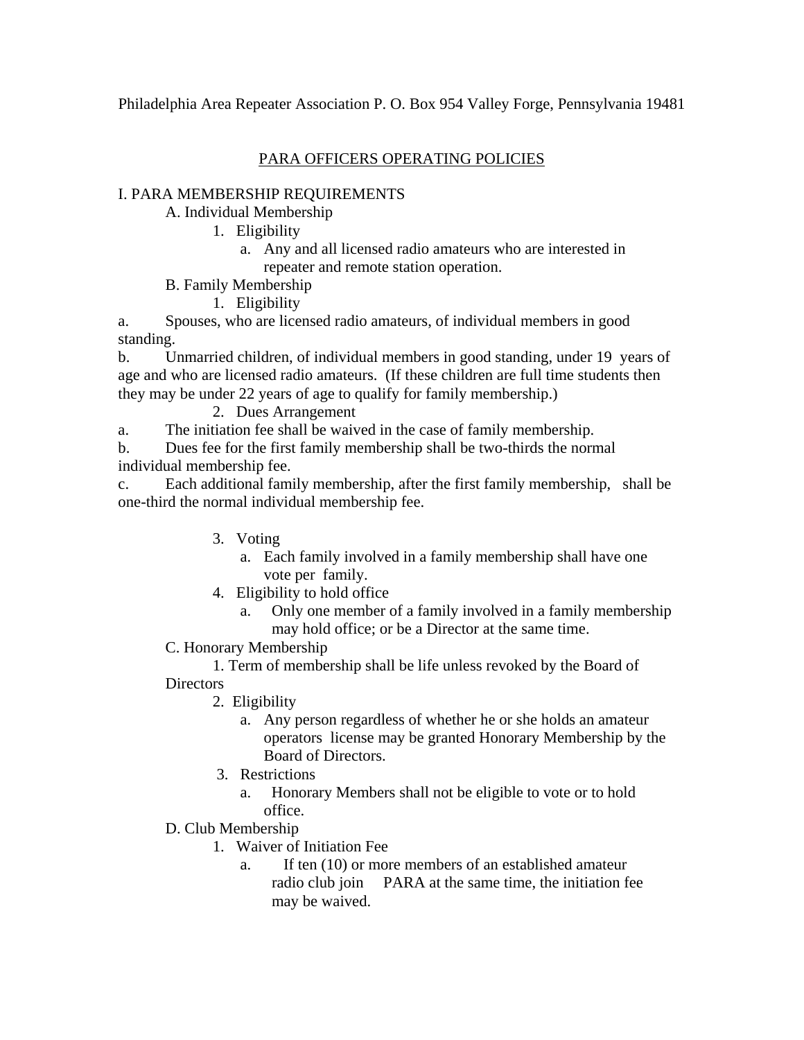Philadelphia Area Repeater Association P. O. Box 954 Valley Forge, Pennsylvania 19481

# PARA OFFICERS OPERATING POLICIES

## I. PARA MEMBERSHIP REQUIREMENTS

### A. Individual Membership

1. Eligibility
   a. Any and all licensed radio amateurs who are interested in repeater and remote station operation.

### B. Family Membership

1. Eligibility

a. Spouses, who are licensed radio amateurs, of individual members in good standing.

b. Unmarried children, of individual members in good standing, under 19 years of age and who are licensed radio amateurs. (If these children are full time students then they may be under 22 years of age to qualify for family membership.)

2. Dues Arrangement

a. The initiation fee shall be waived in the case of family membership.

b. Dues fee for the first family membership shall be two-thirds the normal individual membership fee.

c. Each additional family membership, after the first family membership, shall be one-third the normal individual membership fee.

3. Voting
   a. Each family involved in a family membership shall have one vote per family.
4. Eligibility to hold office
   a. Only one member of a family involved in a family membership may hold office; or be a Director at the same time.

### C. Honorary Membership

1. Term of membership shall be life unless revoked by the Board of Directors
2. Eligibility
   a. Any person regardless of whether he or she holds an amateur operators license may be granted Honorary Membership by the Board of Directors.
3. Restrictions
   a. Honorary Members shall not be eligible to vote or to hold office.

### D. Club Membership

1. Waiver of Initiation Fee
   a. If ten (10) or more members of an established amateur radio club join PARA at the same time, the initiation fee may be waived.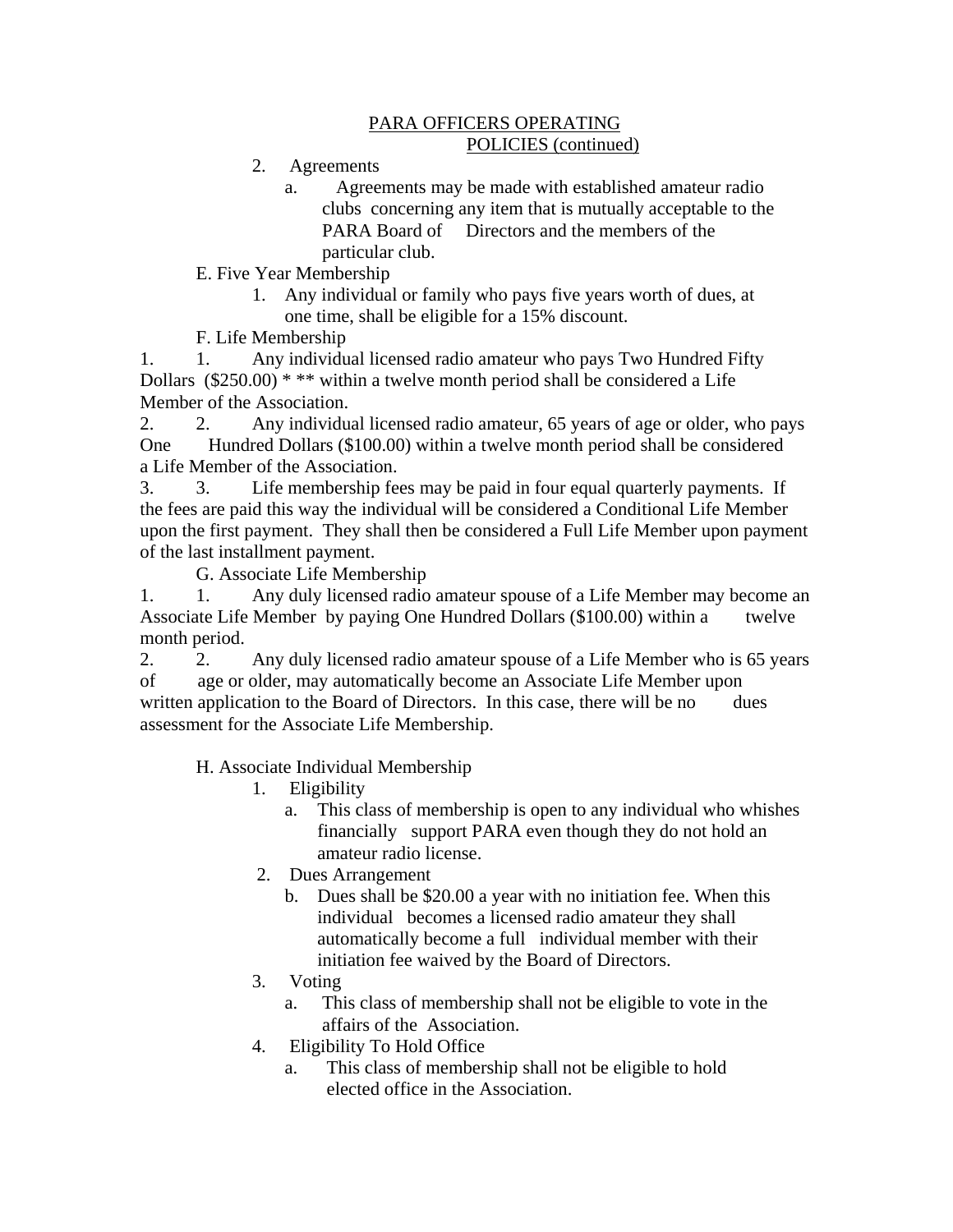PARA OFFICERS OPERATING POLICIES (continued)

2. Agreements
    a. Agreements may be made with established amateur radio clubs concerning any item that is mutually acceptable to the PARA Board of Directors and the members of the particular club.

E. Five Year Membership

1. Any individual or family who pays five years worth of dues, at one time, shall be eligible for a 15% discount.

F. Life Membership

1. 1. Any individual licensed radio amateur who pays Two Hundred Fifty Dollars ($250.00) * ** within a twelve month period shall be considered a Life Member of the Association.

2. 2. Any individual licensed radio amateur, 65 years of age or older, who pays One Hundred Dollars ($100.00) within a twelve month period shall be considered a Life Member of the Association.

3. 3. Life membership fees may be paid in four equal quarterly payments. If the fees are paid this way the individual will be considered a Conditional Life Member upon the first payment. They shall then be considered a Full Life Member upon payment of the last installment payment.

G. Associate Life Membership

1. 1. Any duly licensed radio amateur spouse of a Life Member may become an Associate Life Member by paying One Hundred Dollars ($100.00) within a twelve month period.

2. 2. Any duly licensed radio amateur spouse of a Life Member who is 65 years of age or older, may automatically become an Associate Life Member upon written application to the Board of Directors. In this case, there will be no dues assessment for the Associate Life Membership.

H. Associate Individual Membership

1. Eligibility
    a. This class of membership is open to any individual who whishes financially support PARA even though they do not hold an amateur radio license.
2. Dues Arrangement
    b. Dues shall be $20.00 a year with no initiation fee. When this individual becomes a licensed radio amateur they shall automatically become a full individual member with their initiation fee waived by the Board of Directors.
3. Voting
    a. This class of membership shall not be eligible to vote in the affairs of the Association.
4. Eligibility To Hold Office
    a. This class of membership shall not be eligible to hold elected office in the Association.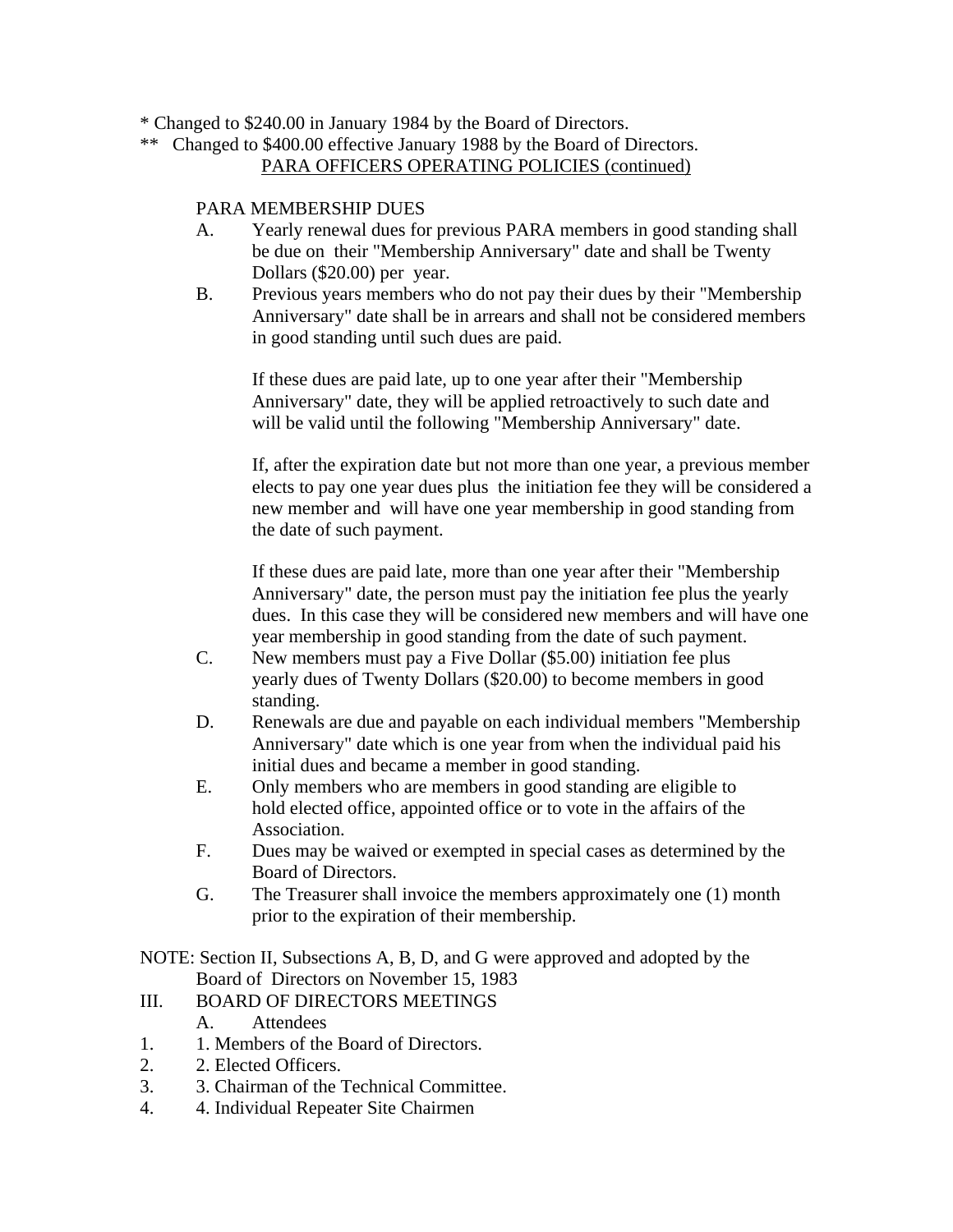* Changed to $240.00 in January 1984 by the Board of Directors.

** Changed to $400.00 effective January 1988 by the Board of Directors.

PARA OFFICERS OPERATING POLICIES (continued)

PARA MEMBERSHIP DUES

A. Yearly renewal dues for previous PARA members in good standing shall be due on their "Membership Anniversary" date and shall be Twenty Dollars ($20.00) per year.

B. Previous years members who do not pay their dues by their "Membership Anniversary" date shall be in arrears and shall not be considered members in good standing until such dues are paid.

   If these dues are paid late, up to one year after their "Membership Anniversary" date, they will be applied retroactively to such date and will be valid until the following "Membership Anniversary" date.

   If, after the expiration date but not more than one year, a previous member elects to pay one year dues plus the initiation fee they will be considered a new member and will have one year membership in good standing from the date of such payment.

   If these dues are paid late, more than one year after their "Membership Anniversary" date, the person must pay the initiation fee plus the yearly dues. In this case they will be considered new members and will have one year membership in good standing from the date of such payment.

C. New members must pay a Five Dollar ($5.00) initiation fee plus yearly dues of Twenty Dollars ($20.00) to become members in good standing.

D. Renewals are due and payable on each individual members "Membership Anniversary" date which is one year from when the individual paid his initial dues and became a member in good standing.

E. Only members who are members in good standing are eligible to hold elected office, appointed office or to vote in the affairs of the Association.

F. Dues may be waived or exempted in special cases as determined by the Board of Directors.

G. The Treasurer shall invoice the members approximately one (1) month prior to the expiration of their membership.

NOTE: Section II, Subsections A, B, D, and G were approved and adopted by the Board of Directors on November 15, 1983

III. BOARD OF DIRECTORS MEETINGS

A. Attendees

1. 1. Members of the Board of Directors.
2. 2. Elected Officers.
3. 3. Chairman of the Technical Committee.
4. 4. Individual Repeater Site Chairmen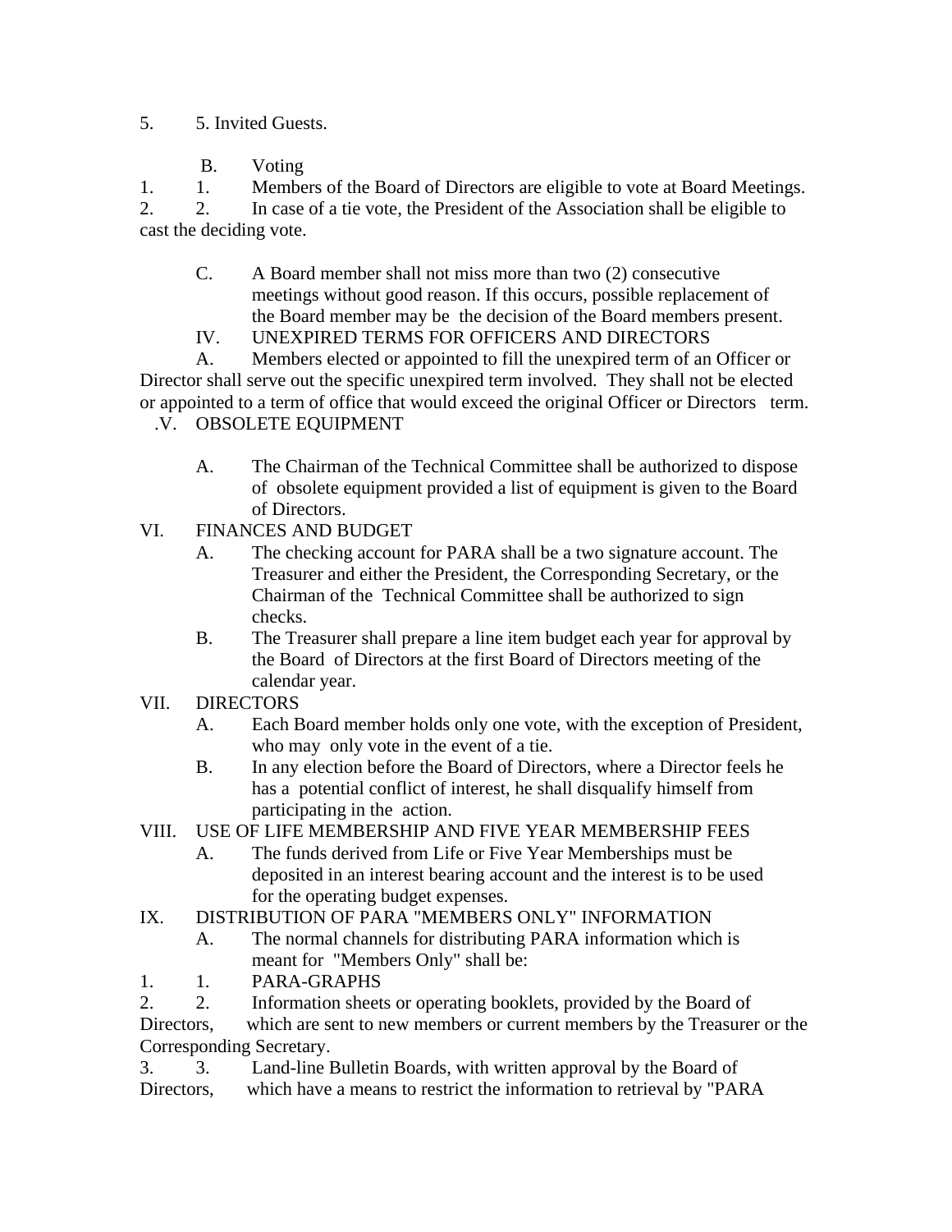5. 5. Invited Guests.

B. Voting

1. 1. Members of the Board of Directors are eligible to vote at Board Meetings.

2. 2. In case of a tie vote, the President of the Association shall be eligible to cast the deciding vote.

C. A Board member shall not miss more than two (2) consecutive meetings without good reason. If this occurs, possible replacement of the Board member may be the decision of the Board members present.

IV. UNEXPIRED TERMS FOR OFFICERS AND DIRECTORS

A. Members elected or appointed to fill the unexpired term of an Officer or Director shall serve out the specific unexpired term involved. They shall not be elected or appointed to a term of office that would exceed the original Officer or Directors term.

.V. OBSOLETE EQUIPMENT

A. The Chairman of the Technical Committee shall be authorized to dispose of obsolete equipment provided a list of equipment is given to the Board of Directors.

VI. FINANCES AND BUDGET

A. The checking account for PARA shall be a two signature account. The Treasurer and either the President, the Corresponding Secretary, or the Chairman of the Technical Committee shall be authorized to sign checks.

B. The Treasurer shall prepare a line item budget each year for approval by the Board of Directors at the first Board of Directors meeting of the calendar year.

VII. DIRECTORS

A. Each Board member holds only one vote, with the exception of President, who may only vote in the event of a tie.

B. In any election before the Board of Directors, where a Director feels he has a potential conflict of interest, he shall disqualify himself from participating in the action.

VIII. USE OF LIFE MEMBERSHIP AND FIVE YEAR MEMBERSHIP FEES

A. The funds derived from Life or Five Year Memberships must be deposited in an interest bearing account and the interest is to be used for the operating budget expenses.

IX. DISTRIBUTION OF PARA "MEMBERS ONLY" INFORMATION

A. The normal channels for distributing PARA information which is meant for "Members Only" shall be:

1. 1. PARA-GRAPHS

2. 2. Information sheets or operating booklets, provided by the Board of Directors, which are sent to new members or current members by the Treasurer or the Corresponding Secretary.

3. 3. Land-line Bulletin Boards, with written approval by the Board of Directors, which have a means to restrict the information to retrieval by "PARA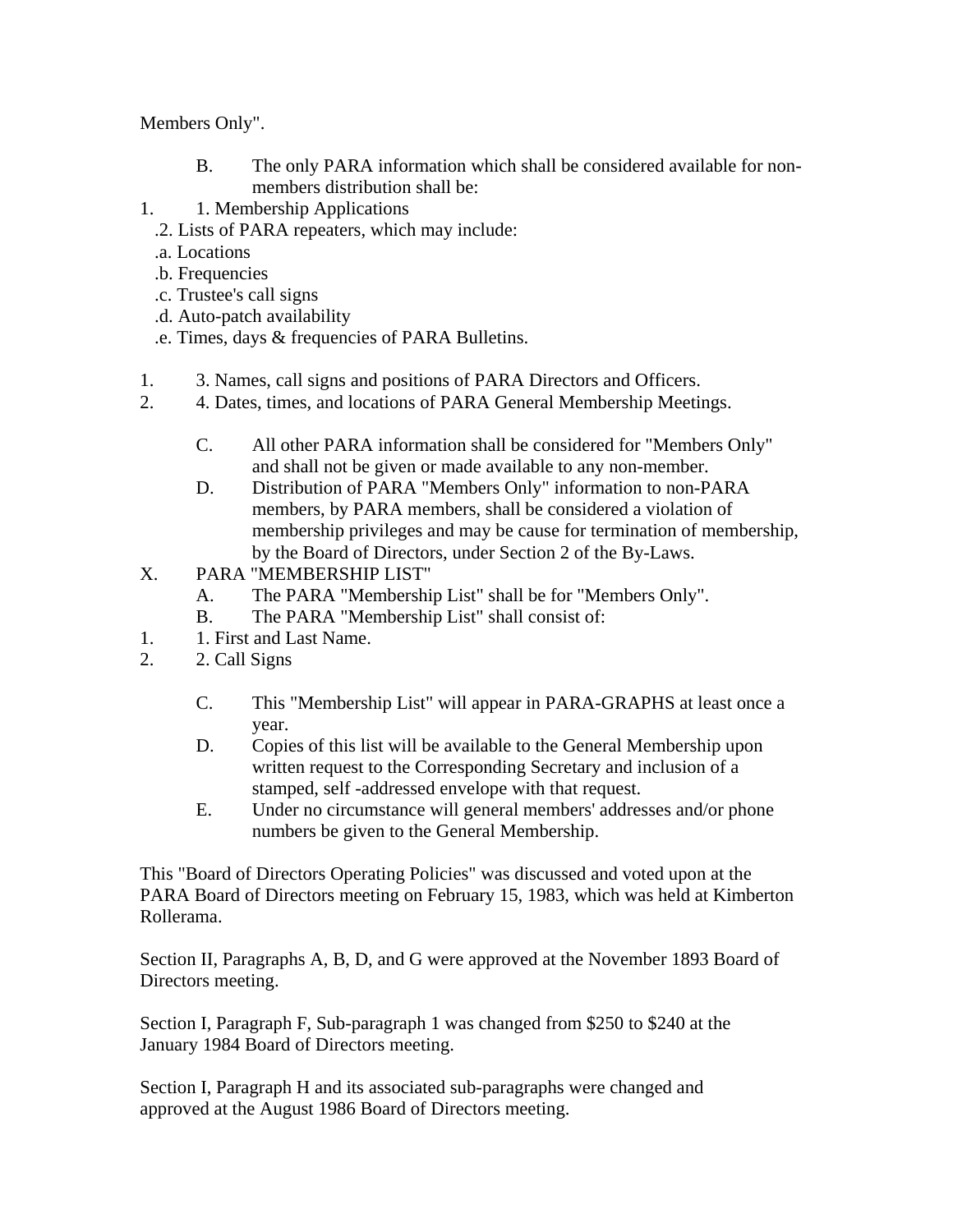Members Only".

B. The only PARA information which shall be considered available for non-members distribution shall be:

1. 1. Membership Applications

.2. Lists of PARA repeaters, which may include:

.a. Locations

.b. Frequencies

.c. Trustee's call signs

.d. Auto-patch availability

.e. Times, days & frequencies of PARA Bulletins.

1. 3. Names, call signs and positions of PARA Directors and Officers.
2. 4. Dates, times, and locations of PARA General Membership Meetings.

C. All other PARA information shall be considered for "Members Only" and shall not be given or made available to any non-member.

D. Distribution of PARA "Members Only" information to non-PARA members, by PARA members, shall be considered a violation of membership privileges and may be cause for termination of membership, by the Board of Directors, under Section 2 of the By-Laws.

X. PARA "MEMBERSHIP LIST"

A. The PARA "Membership List" shall be for "Members Only".

B. The PARA "Membership List" shall consist of:

1. 1. First and Last Name.
2. 2. Call Signs

C. This "Membership List" will appear in PARA-GRAPHS at least once a year.

D. Copies of this list will be available to the General Membership upon written request to the Corresponding Secretary and inclusion of a stamped, self -addressed envelope with that request.

E. Under no circumstance will general members' addresses and/or phone numbers be given to the General Membership.

This "Board of Directors Operating Policies" was discussed and voted upon at the PARA Board of Directors meeting on February 15, 1983, which was held at Kimberton Rollerama.

Section II, Paragraphs A, B, D, and G were approved at the November 1893 Board of Directors meeting.

Section I, Paragraph F, Sub-paragraph 1 was changed from $250 to $240 at the January 1984 Board of Directors meeting.

Section I, Paragraph H and its associated sub-paragraphs were changed and approved at the August 1986 Board of Directors meeting.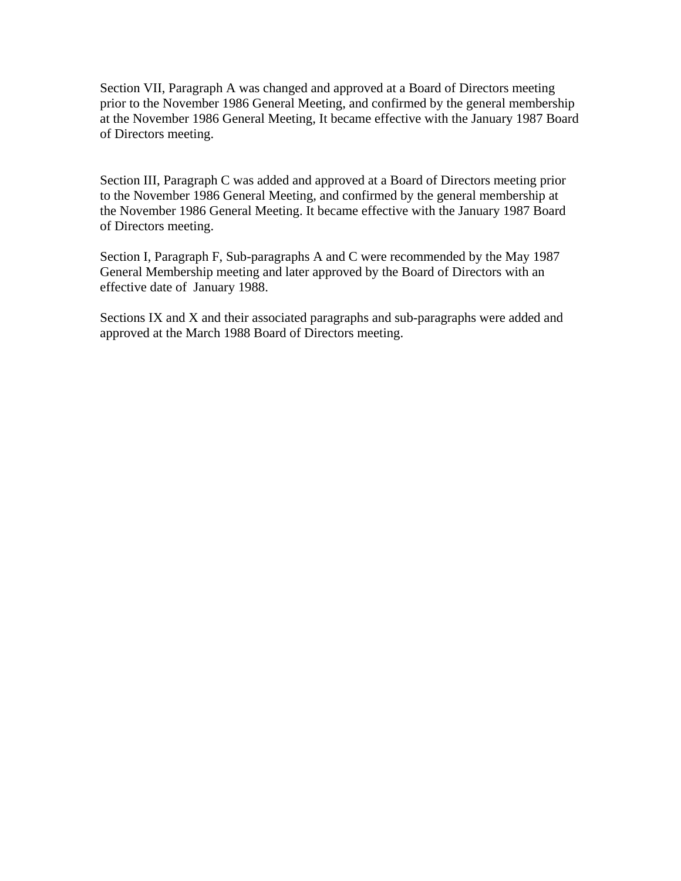Section VII, Paragraph A was changed and approved at a Board of Directors meeting prior to the November 1986 General Meeting, and confirmed by the general membership at the November 1986 General Meeting, It became effective with the January 1987 Board of Directors meeting.

Section III, Paragraph C was added and approved at a Board of Directors meeting prior to the November 1986 General Meeting, and confirmed by the general membership at the November 1986 General Meeting. It became effective with the January 1987 Board of Directors meeting.

Section I, Paragraph F, Sub-paragraphs A and C were recommended by the May 1987 General Membership meeting and later approved by the Board of Directors with an effective date of January 1988.

Sections IX and X and their associated paragraphs and sub-paragraphs were added and approved at the March 1988 Board of Directors meeting.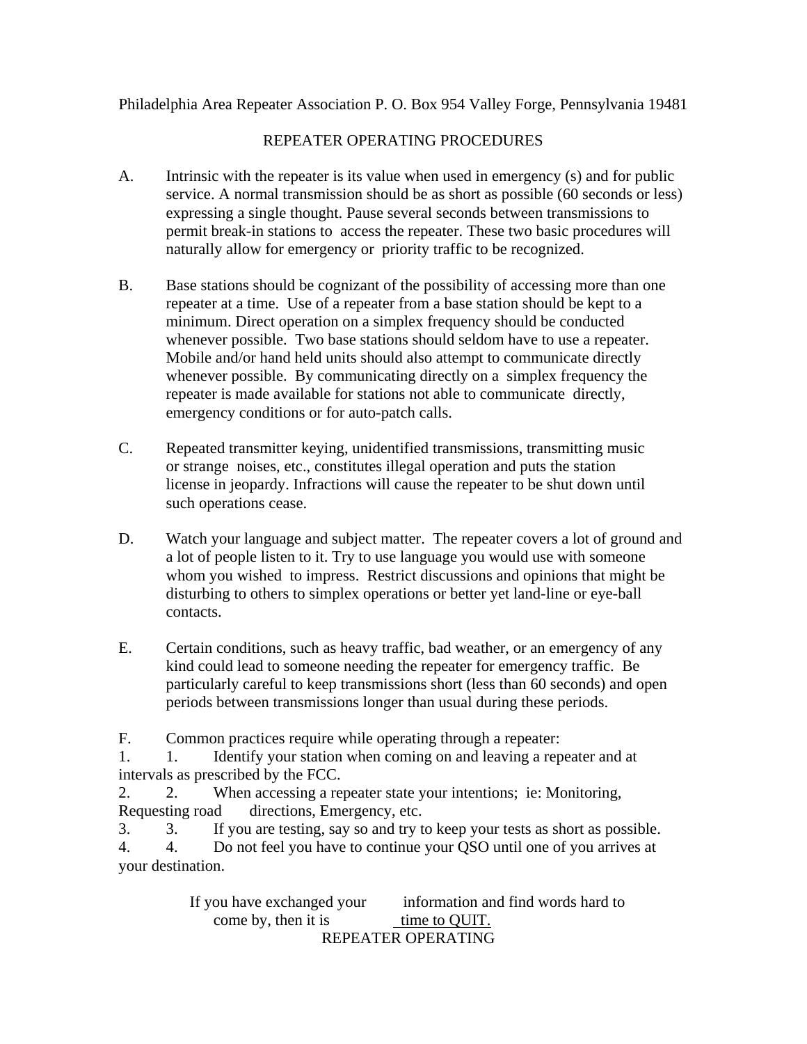Philadelphia Area Repeater Association P. O. Box 954 Valley Forge, Pennsylvania 19481

# REPEATER OPERATING PROCEDURES

A. Intrinsic with the repeater is its value when used in emergency (s) and for public service. A normal transmission should be as short as possible (60 seconds or less) expressing a single thought. Pause several seconds between transmissions to permit break-in stations to access the repeater. These two basic procedures will naturally allow for emergency or priority traffic to be recognized.

B. Base stations should be cognizant of the possibility of accessing more than one repeater at a time. Use of a repeater from a base station should be kept to a minimum. Direct operation on a simplex frequency should be conducted whenever possible. Two base stations should seldom have to use a repeater. Mobile and/or hand held units should also attempt to communicate directly whenever possible. By communicating directly on a simplex frequency the repeater is made available for stations not able to communicate directly, emergency conditions or for auto-patch calls.

C. Repeated transmitter keying, unidentified transmissions, transmitting music or strange noises, etc., constitutes illegal operation and puts the station license in jeopardy. Infractions will cause the repeater to be shut down until such operations cease.

D. Watch your language and subject matter. The repeater covers a lot of ground and a lot of people listen to it. Try to use language you would use with someone whom you wished to impress. Restrict discussions and opinions that might be disturbing to others to simplex operations or better yet land-line or eye-ball contacts.

E. Certain conditions, such as heavy traffic, bad weather, or an emergency of any kind could lead to someone needing the repeater for emergency traffic. Be particularly careful to keep transmissions short (less than 60 seconds) and open periods between transmissions longer than usual during these periods.

F. Common practices require while operating through a repeater:

1. 1. Identify your station when coming on and leaving a repeater and at intervals as prescribed by the FCC.
2. 2. When accessing a repeater state your intentions; ie: Monitoring, Requesting road directions, Emergency, etc.
3. 3. If you are testing, say so and try to keep your tests as short as possible.
4. 4. Do not feel you have to continue your QSO until one of you arrives at your destination.

If you have exchanged your information and find words hard to come by, then it is <u>time to QUIT.</u>

REPEATER OPERATING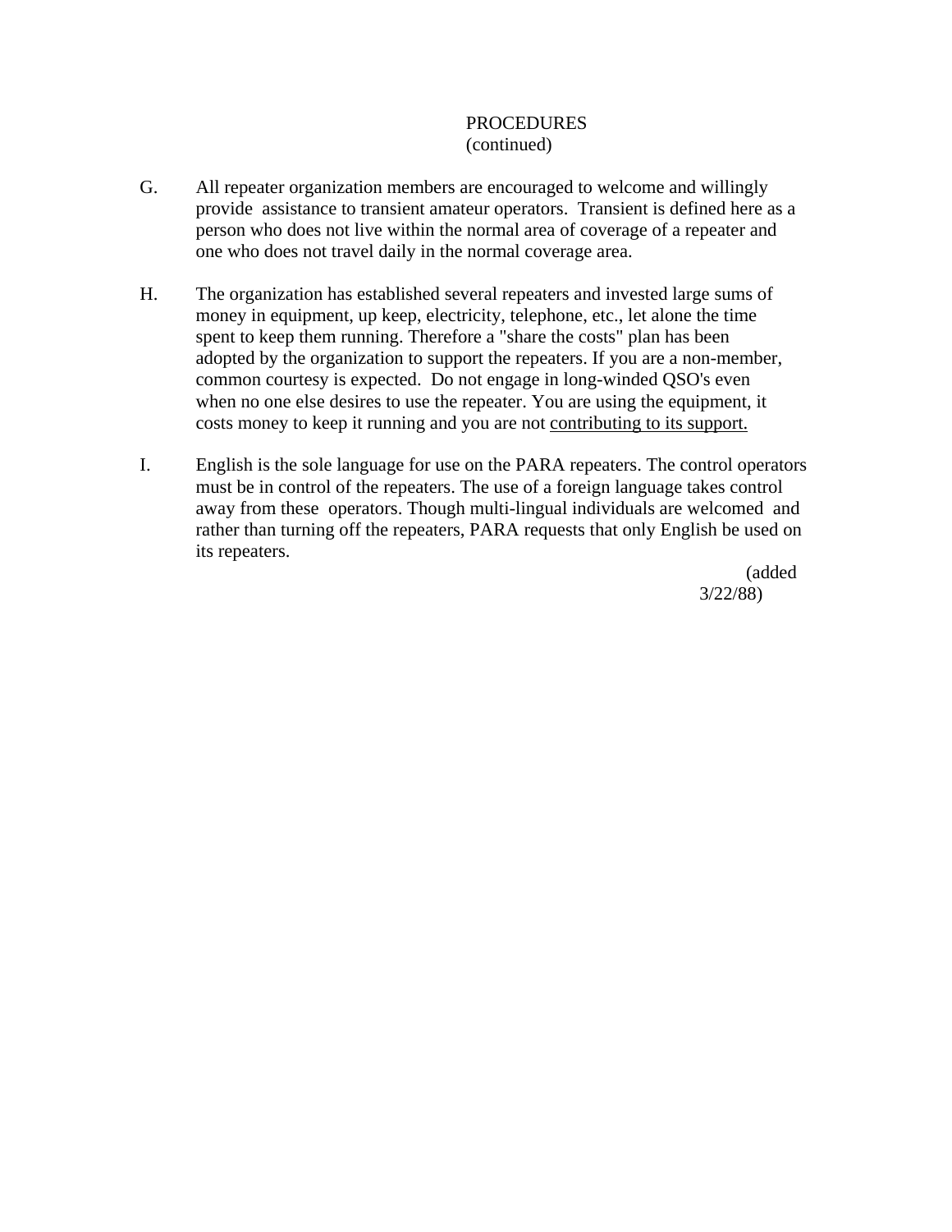PROCEDURES
(continued)

G. All repeater organization members are encouraged to welcome and willingly provide assistance to transient amateur operators. Transient is defined here as a person who does not live within the normal area of coverage of a repeater and one who does not travel daily in the normal coverage area.

H. The organization has established several repeaters and invested large sums of money in equipment, up keep, electricity, telephone, etc., let alone the time spent to keep them running. Therefore a "share the costs" plan has been adopted by the organization to support the repeaters. If you are a non-member, common courtesy is expected. Do not engage in long-winded QSO's even when no one else desires to use the repeater. You are using the equipment, it costs money to keep it running and you are not <u>contributing to its support.</u>

I. English is the sole language for use on the PARA repeaters. The control operators must be in control of the repeaters. The use of a foreign language takes control away from these operators. Though multi-lingual individuals are welcomed and rather than turning off the repeaters, PARA requests that only English be used on its repeaters.

(added 3/22/88)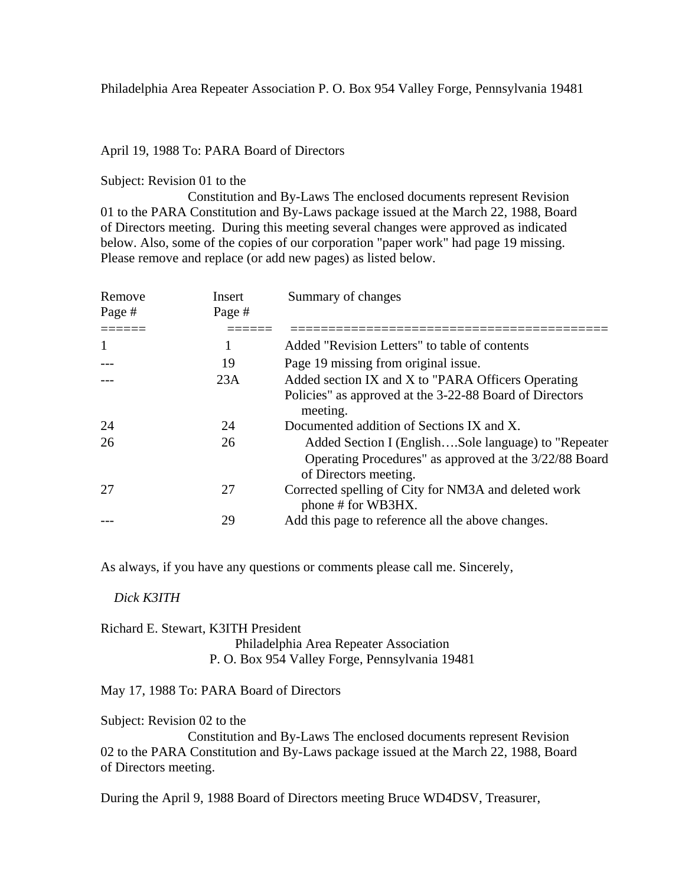Philadelphia Area Repeater Association P. O. Box 954 Valley Forge, Pennsylvania 19481

April 19, 1988 To: PARA Board of Directors

Subject: Revision 01 to the Constitution and By-Laws The enclosed documents represent Revision 01 to the PARA Constitution and By-Laws package issued at the March 22, 1988, Board of Directors meeting. During this meeting several changes were approved as indicated below. Also, some of the copies of our corporation "paper work" had page 19 missing. Please remove and replace (or add new pages) as listed below.

| Remove Page # | Insert Page # | Summary of changes |
|---|---|---|
| 1 | 1 | Added "Revision Letters" to table of contents |
| --- | 19 | Page 19 missing from original issue. |
| --- | 23A | Added section IX and X to "PARA Officers Operating Policies" as approved at the 3-22-88 Board of Directors meeting. |
| 24 | 24 | Documented addition of Sections IX and X. |
| 26 | 26 | Added Section I (English….Sole language) to "Repeater Operating Procedures" as approved at the 3/22/88 Board of Directors meeting. |
| 27 | 27 | Corrected spelling of City for NM3A and deleted work phone # for WB3HX. |
| --- | 29 | Add this page to reference all the above changes. |

As always, if you have any questions or comments please call me. Sincerely,

*Dick K3ITH*

Richard E. Stewart, K3ITH President
Philadelphia Area Repeater Association
P. O. Box 954 Valley Forge, Pennsylvania 19481

May 17, 1988 To: PARA Board of Directors

Subject: Revision 02 to the Constitution and By-Laws The enclosed documents represent Revision 02 to the PARA Constitution and By-Laws package issued at the March 22, 1988, Board of Directors meeting.

During the April 9, 1988 Board of Directors meeting Bruce WD4DSV, Treasurer,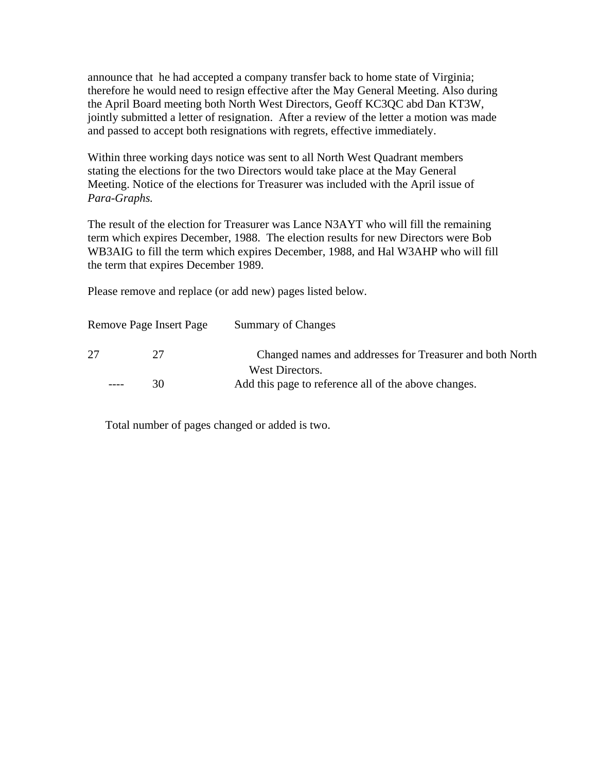announce that he had accepted a company transfer back to home state of Virginia; therefore he would need to resign effective after the May General Meeting. Also during the April Board meeting both North West Directors, Geoff KC3QC abd Dan KT3W, jointly submitted a letter of resignation. After a review of the letter a motion was made and passed to accept both resignations with regrets, effective immediately.

Within three working days notice was sent to all North West Quadrant members stating the elections for the two Directors would take place at the May General Meeting. Notice of the elections for Treasurer was included with the April issue of *Para-Graphs.*

The result of the election for Treasurer was Lance N3AYT who will fill the remaining term which expires December, 1988. The election results for new Directors were Bob WB3AIG to fill the term which expires December, 1988, and Hal W3AHP who will fill the term that expires December 1989.

Please remove and replace (or add new) pages listed below.

| Remove Page | Insert Page | Summary of Changes |
|---|---|---|
| 27 | 27 | Changed names and addresses for Treasurer and both North West Directors. |
| ---- | 30 | Add this page to reference all of the above changes. |

Total number of pages changed or added is two.